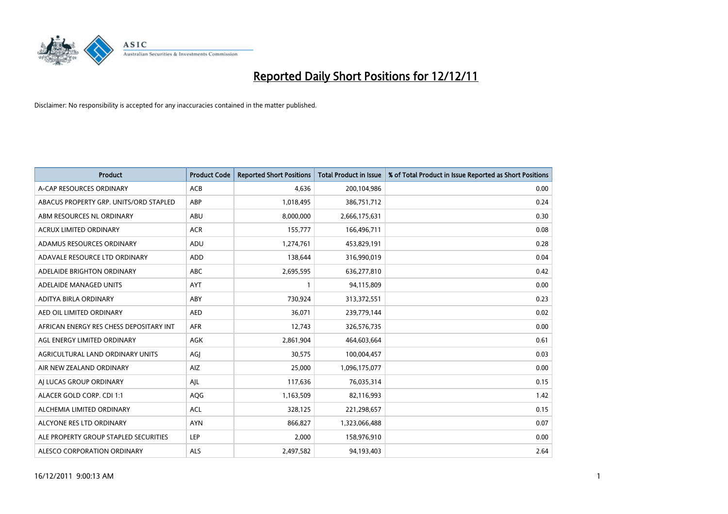# Reported Daily Short Positions for 12/12/11

Disclaimer: No responsibility is accepted for any inaccuracies contained in the matter published.

| Product | Product Code | Reported Short Positions | Total Product in Issue | % of Total Product in Issue Reported as Short Positions |
|---|---|---|---|---|
| A-CAP RESOURCES ORDINARY | ACB | 4,636 | 200,104,986 | 0.00 |
| ABACUS PROPERTY GRP. UNITS/ORD STAPLED | ABP | 1,018,495 | 386,751,712 | 0.24 |
| ABM RESOURCES NL ORDINARY | ABU | 8,000,000 | 2,666,175,631 | 0.30 |
| ACRUX LIMITED ORDINARY | ACR | 155,777 | 166,496,711 | 0.08 |
| ADAMUS RESOURCES ORDINARY | ADU | 1,274,761 | 453,829,191 | 0.28 |
| ADAVALE RESOURCE LTD ORDINARY | ADD | 138,644 | 316,990,019 | 0.04 |
| ADELAIDE BRIGHTON ORDINARY | ABC | 2,695,595 | 636,277,810 | 0.42 |
| ADELAIDE MANAGED UNITS | AYT | 1 | 94,115,809 | 0.00 |
| ADITYA BIRLA ORDINARY | ABY | 730,924 | 313,372,551 | 0.23 |
| AED OIL LIMITED ORDINARY | AED | 36,071 | 239,779,144 | 0.02 |
| AFRICAN ENERGY RES CHESS DEPOSITARY INT | AFR | 12,743 | 326,576,735 | 0.00 |
| AGL ENERGY LIMITED ORDINARY | AGK | 2,861,904 | 464,603,664 | 0.61 |
| AGRICULTURAL LAND ORDINARY UNITS | AGJ | 30,575 | 100,004,457 | 0.03 |
| AIR NEW ZEALAND ORDINARY | AIZ | 25,000 | 1,096,175,077 | 0.00 |
| AJ LUCAS GROUP ORDINARY | AJL | 117,636 | 76,035,314 | 0.15 |
| ALACER GOLD CORP. CDI 1:1 | AQG | 1,163,509 | 82,116,993 | 1.42 |
| ALCHEMIA LIMITED ORDINARY | ACL | 328,125 | 221,298,657 | 0.15 |
| ALCYONE RES LTD ORDINARY | AYN | 866,827 | 1,323,066,488 | 0.07 |
| ALE PROPERTY GROUP STAPLED SECURITIES | LEP | 2,000 | 158,976,910 | 0.00 |
| ALESCO CORPORATION ORDINARY | ALS | 2,497,582 | 94,193,403 | 2.64 |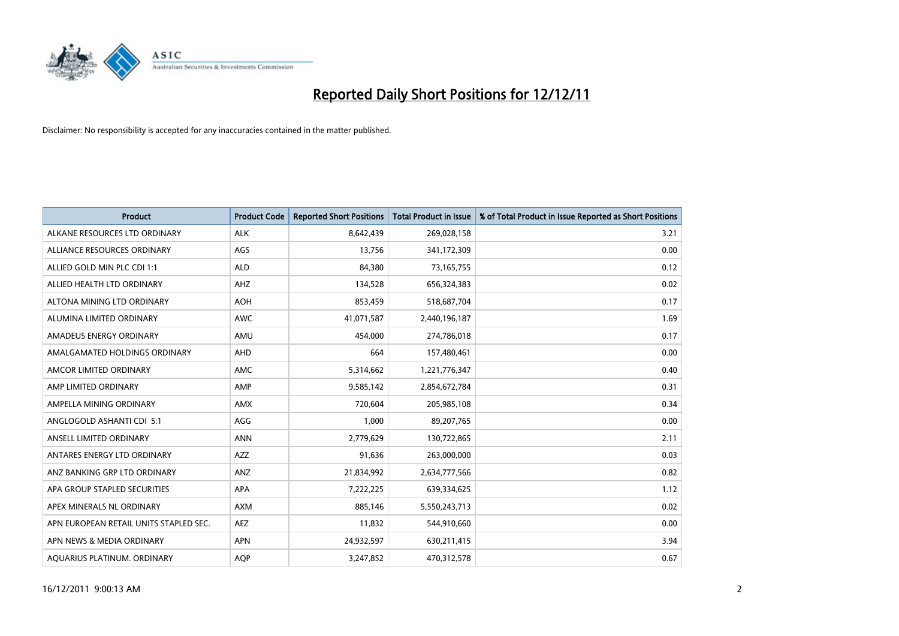# Reported Daily Short Positions for 12/12/11

Disclaimer: No responsibility is accepted for any inaccuracies contained in the matter published.

| Product | Product Code | Reported Short Positions | Total Product in Issue | % of Total Product in Issue Reported as Short Positions |
|---|---|---|---|---|
| ALKANE RESOURCES LTD ORDINARY | ALK | 8,642,439 | 269,028,158 | 3.21 |
| ALLIANCE RESOURCES ORDINARY | AGS | 13,756 | 341,172,309 | 0.00 |
| ALLIED GOLD MIN PLC CDI 1:1 | ALD | 84,380 | 73,165,755 | 0.12 |
| ALLIED HEALTH LTD ORDINARY | AHZ | 134,528 | 656,324,383 | 0.02 |
| ALTONA MINING LTD ORDINARY | AOH | 853,459 | 518,687,704 | 0.17 |
| ALUMINA LIMITED ORDINARY | AWC | 41,071,587 | 2,440,196,187 | 1.69 |
| AMADEUS ENERGY ORDINARY | AMU | 454,000 | 274,786,018 | 0.17 |
| AMALGAMATED HOLDINGS ORDINARY | AHD | 664 | 157,480,461 | 0.00 |
| AMCOR LIMITED ORDINARY | AMC | 5,314,662 | 1,221,776,347 | 0.40 |
| AMP LIMITED ORDINARY | AMP | 9,585,142 | 2,854,672,784 | 0.31 |
| AMPELLA MINING ORDINARY | AMX | 720,604 | 205,985,108 | 0.34 |
| ANGLOGOLD ASHANTI CDI 5:1 | AGG | 1,000 | 89,207,765 | 0.00 |
| ANSELL LIMITED ORDINARY | ANN | 2,779,629 | 130,722,865 | 2.11 |
| ANTARES ENERGY LTD ORDINARY | AZZ | 91,636 | 263,000,000 | 0.03 |
| ANZ BANKING GRP LTD ORDINARY | ANZ | 21,834,992 | 2,634,777,566 | 0.82 |
| APA GROUP STAPLED SECURITIES | APA | 7,222,225 | 639,334,625 | 1.12 |
| APEX MINERALS NL ORDINARY | AXM | 885,146 | 5,550,243,713 | 0.02 |
| APN EUROPEAN RETAIL UNITS STAPLED SEC. | AEZ | 11,832 | 544,910,660 | 0.00 |
| APN NEWS & MEDIA ORDINARY | APN | 24,932,597 | 630,211,415 | 3.94 |
| AQUARIUS PLATINUM. ORDINARY | AQP | 3,247,852 | 470,312,578 | 0.67 |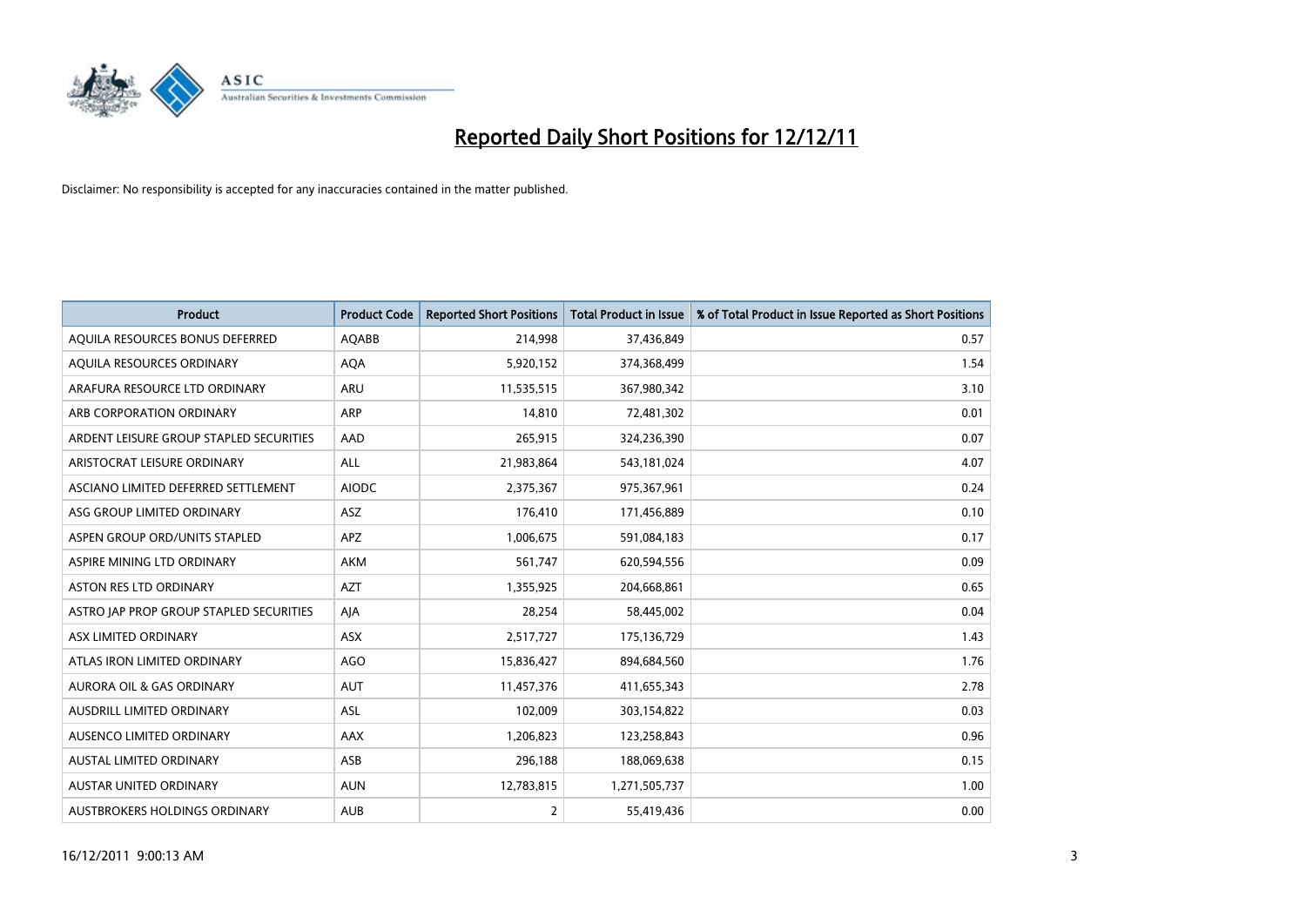# Reported Daily Short Positions for 12/12/11

Disclaimer: No responsibility is accepted for any inaccuracies contained in the matter published.

| Product | Product Code | Reported Short Positions | Total Product in Issue | % of Total Product in Issue Reported as Short Positions |
|---|---|---|---|---|
| AQUILA RESOURCES BONUS DEFERRED | AQABB | 214,998 | 37,436,849 | 0.57 |
| AQUILA RESOURCES ORDINARY | AQA | 5,920,152 | 374,368,499 | 1.54 |
| ARAFURA RESOURCE LTD ORDINARY | ARU | 11,535,515 | 367,980,342 | 3.10 |
| ARB CORPORATION ORDINARY | ARP | 14,810 | 72,481,302 | 0.01 |
| ARDENT LEISURE GROUP STAPLED SECURITIES | AAD | 265,915 | 324,236,390 | 0.07 |
| ARISTOCRAT LEISURE ORDINARY | ALL | 21,983,864 | 543,181,024 | 4.07 |
| ASCIANO LIMITED DEFERRED SETTLEMENT | AIODC | 2,375,367 | 975,367,961 | 0.24 |
| ASG GROUP LIMITED ORDINARY | ASZ | 176,410 | 171,456,889 | 0.10 |
| ASPEN GROUP ORD/UNITS STAPLED | APZ | 1,006,675 | 591,084,183 | 0.17 |
| ASPIRE MINING LTD ORDINARY | AKM | 561,747 | 620,594,556 | 0.09 |
| ASTON RES LTD ORDINARY | AZT | 1,355,925 | 204,668,861 | 0.65 |
| ASTRO JAP PROP GROUP STAPLED SECURITIES | AJA | 28,254 | 58,445,002 | 0.04 |
| ASX LIMITED ORDINARY | ASX | 2,517,727 | 175,136,729 | 1.43 |
| ATLAS IRON LIMITED ORDINARY | AGO | 15,836,427 | 894,684,560 | 1.76 |
| AURORA OIL & GAS ORDINARY | AUT | 11,457,376 | 411,655,343 | 2.78 |
| AUSDRILL LIMITED ORDINARY | ASL | 102,009 | 303,154,822 | 0.03 |
| AUSENCO LIMITED ORDINARY | AAX | 1,206,823 | 123,258,843 | 0.96 |
| AUSTAL LIMITED ORDINARY | ASB | 296,188 | 188,069,638 | 0.15 |
| AUSTAR UNITED ORDINARY | AUN | 12,783,815 | 1,271,505,737 | 1.00 |
| AUSTBROKERS HOLDINGS ORDINARY | AUB | 2 | 55,419,436 | 0.00 |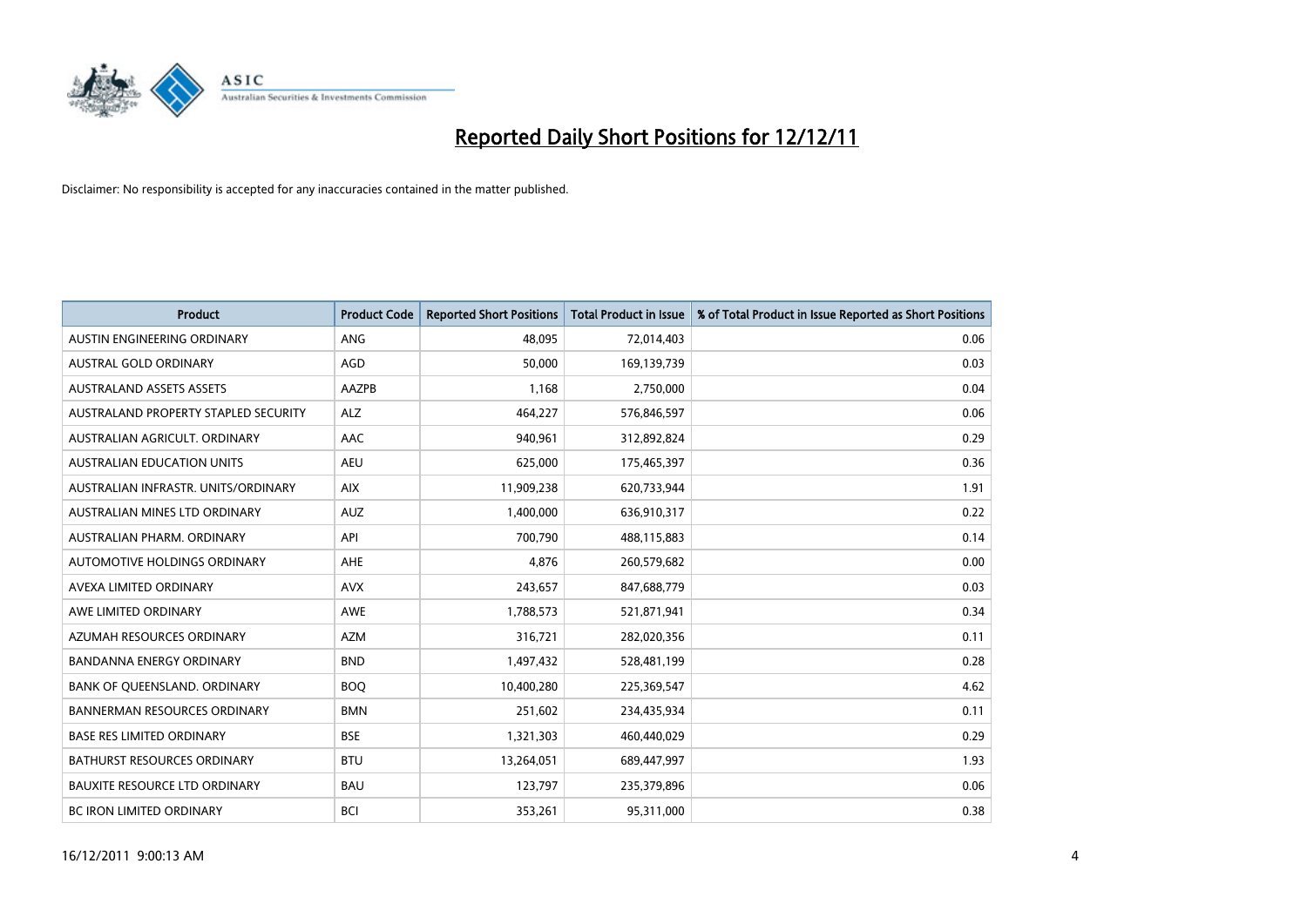# Reported Daily Short Positions for 12/12/11

Disclaimer: No responsibility is accepted for any inaccuracies contained in the matter published.

| Product | Product Code | Reported Short Positions | Total Product in Issue | % of Total Product in Issue Reported as Short Positions |
|---|---|---|---|---|
| AUSTIN ENGINEERING ORDINARY | ANG | 48,095 | 72,014,403 | 0.06 |
| AUSTRAL GOLD ORDINARY | AGD | 50,000 | 169,139,739 | 0.03 |
| AUSTRALAND ASSETS ASSETS | AAZPB | 1,168 | 2,750,000 | 0.04 |
| AUSTRALAND PROPERTY STAPLED SECURITY | ALZ | 464,227 | 576,846,597 | 0.06 |
| AUSTRALIAN AGRICULT. ORDINARY | AAC | 940,961 | 312,892,824 | 0.29 |
| AUSTRALIAN EDUCATION UNITS | AEU | 625,000 | 175,465,397 | 0.36 |
| AUSTRALIAN INFRASTR. UNITS/ORDINARY | AIX | 11,909,238 | 620,733,944 | 1.91 |
| AUSTRALIAN MINES LTD ORDINARY | AUZ | 1,400,000 | 636,910,317 | 0.22 |
| AUSTRALIAN PHARM. ORDINARY | API | 700,790 | 488,115,883 | 0.14 |
| AUTOMOTIVE HOLDINGS ORDINARY | AHE | 4,876 | 260,579,682 | 0.00 |
| AVEXA LIMITED ORDINARY | AVX | 243,657 | 847,688,779 | 0.03 |
| AWE LIMITED ORDINARY | AWE | 1,788,573 | 521,871,941 | 0.34 |
| AZUMAH RESOURCES ORDINARY | AZM | 316,721 | 282,020,356 | 0.11 |
| BANDANNA ENERGY ORDINARY | BND | 1,497,432 | 528,481,199 | 0.28 |
| BANK OF QUEENSLAND. ORDINARY | BOQ | 10,400,280 | 225,369,547 | 4.62 |
| BANNERMAN RESOURCES ORDINARY | BMN | 251,602 | 234,435,934 | 0.11 |
| BASE RES LIMITED ORDINARY | BSE | 1,321,303 | 460,440,029 | 0.29 |
| BATHURST RESOURCES ORDINARY | BTU | 13,264,051 | 689,447,997 | 1.93 |
| BAUXITE RESOURCE LTD ORDINARY | BAU | 123,797 | 235,379,896 | 0.06 |
| BC IRON LIMITED ORDINARY | BCI | 353,261 | 95,311,000 | 0.38 |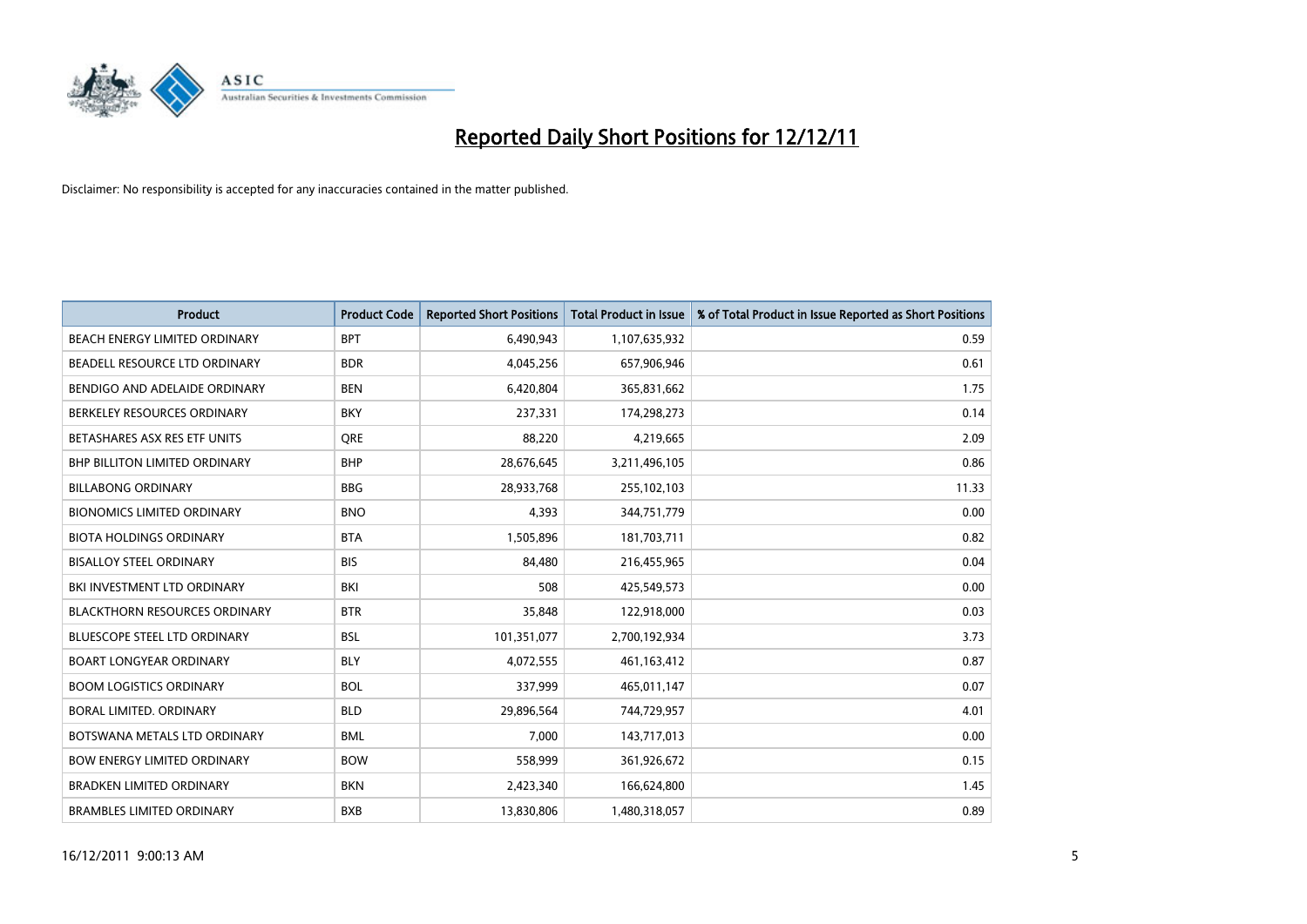# Reported Daily Short Positions for 12/12/11

Disclaimer: No responsibility is accepted for any inaccuracies contained in the matter published.

| Product | Product Code | Reported Short Positions | Total Product in Issue | % of Total Product in Issue Reported as Short Positions |
|---|---|---|---|---|
| BEACH ENERGY LIMITED ORDINARY | BPT | 6,490,943 | 1,107,635,932 | 0.59 |
| BEADELL RESOURCE LTD ORDINARY | BDR | 4,045,256 | 657,906,946 | 0.61 |
| BENDIGO AND ADELAIDE ORDINARY | BEN | 6,420,804 | 365,831,662 | 1.75 |
| BERKELEY RESOURCES ORDINARY | BKY | 237,331 | 174,298,273 | 0.14 |
| BETASHARES ASX RES ETF UNITS | QRE | 88,220 | 4,219,665 | 2.09 |
| BHP BILLITON LIMITED ORDINARY | BHP | 28,676,645 | 3,211,496,105 | 0.86 |
| BILLABONG ORDINARY | BBG | 28,933,768 | 255,102,103 | 11.33 |
| BIONOMICS LIMITED ORDINARY | BNO | 4,393 | 344,751,779 | 0.00 |
| BIOTA HOLDINGS ORDINARY | BTA | 1,505,896 | 181,703,711 | 0.82 |
| BISALLOY STEEL ORDINARY | BIS | 84,480 | 216,455,965 | 0.04 |
| BKI INVESTMENT LTD ORDINARY | BKI | 508 | 425,549,573 | 0.00 |
| BLACKTHORN RESOURCES ORDINARY | BTR | 35,848 | 122,918,000 | 0.03 |
| BLUESCOPE STEEL LTD ORDINARY | BSL | 101,351,077 | 2,700,192,934 | 3.73 |
| BOART LONGYEAR ORDINARY | BLY | 4,072,555 | 461,163,412 | 0.87 |
| BOOM LOGISTICS ORDINARY | BOL | 337,999 | 465,011,147 | 0.07 |
| BORAL LIMITED. ORDINARY | BLD | 29,896,564 | 744,729,957 | 4.01 |
| BOTSWANA METALS LTD ORDINARY | BML | 7,000 | 143,717,013 | 0.00 |
| BOW ENERGY LIMITED ORDINARY | BOW | 558,999 | 361,926,672 | 0.15 |
| BRADKEN LIMITED ORDINARY | BKN | 2,423,340 | 166,624,800 | 1.45 |
| BRAMBLES LIMITED ORDINARY | BXB | 13,830,806 | 1,480,318,057 | 0.89 |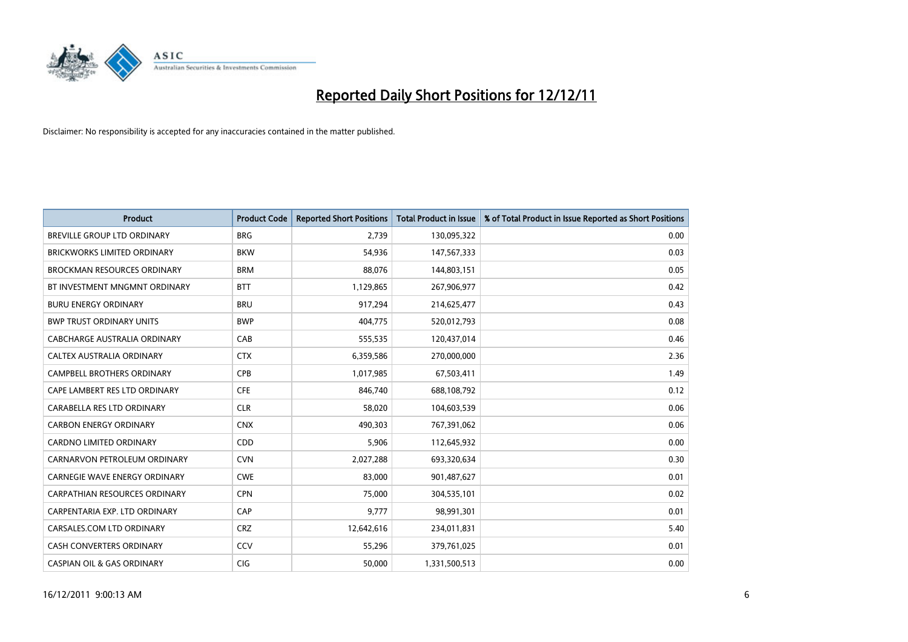# Reported Daily Short Positions for 12/12/11

Disclaimer: No responsibility is accepted for any inaccuracies contained in the matter published.

| Product | Product Code | Reported Short Positions | Total Product in Issue | % of Total Product in Issue Reported as Short Positions |
|---|---|---|---|---|
| BREVILLE GROUP LTD ORDINARY | BRG | 2,739 | 130,095,322 | 0.00 |
| BRICKWORKS LIMITED ORDINARY | BKW | 54,936 | 147,567,333 | 0.03 |
| BROCKMAN RESOURCES ORDINARY | BRM | 88,076 | 144,803,151 | 0.05 |
| BT INVESTMENT MNGMNT ORDINARY | BTT | 1,129,865 | 267,906,977 | 0.42 |
| BURU ENERGY ORDINARY | BRU | 917,294 | 214,625,477 | 0.43 |
| BWP TRUST ORDINARY UNITS | BWP | 404,775 | 520,012,793 | 0.08 |
| CABCHARGE AUSTRALIA ORDINARY | CAB | 555,535 | 120,437,014 | 0.46 |
| CALTEX AUSTRALIA ORDINARY | CTX | 6,359,586 | 270,000,000 | 2.36 |
| CAMPBELL BROTHERS ORDINARY | CPB | 1,017,985 | 67,503,411 | 1.49 |
| CAPE LAMBERT RES LTD ORDINARY | CFE | 846,740 | 688,108,792 | 0.12 |
| CARABELLA RES LTD ORDINARY | CLR | 58,020 | 104,603,539 | 0.06 |
| CARBON ENERGY ORDINARY | CNX | 490,303 | 767,391,062 | 0.06 |
| CARDNO LIMITED ORDINARY | CDD | 5,906 | 112,645,932 | 0.00 |
| CARNARVON PETROLEUM ORDINARY | CVN | 2,027,288 | 693,320,634 | 0.30 |
| CARNEGIE WAVE ENERGY ORDINARY | CWE | 83,000 | 901,487,627 | 0.01 |
| CARPATHIAN RESOURCES ORDINARY | CPN | 75,000 | 304,535,101 | 0.02 |
| CARPENTARIA EXP. LTD ORDINARY | CAP | 9,777 | 98,991,301 | 0.01 |
| CARSALES.COM LTD ORDINARY | CRZ | 12,642,616 | 234,011,831 | 5.40 |
| CASH CONVERTERS ORDINARY | CCV | 55,296 | 379,761,025 | 0.01 |
| CASPIAN OIL & GAS ORDINARY | CIG | 50,000 | 1,331,500,513 | 0.00 |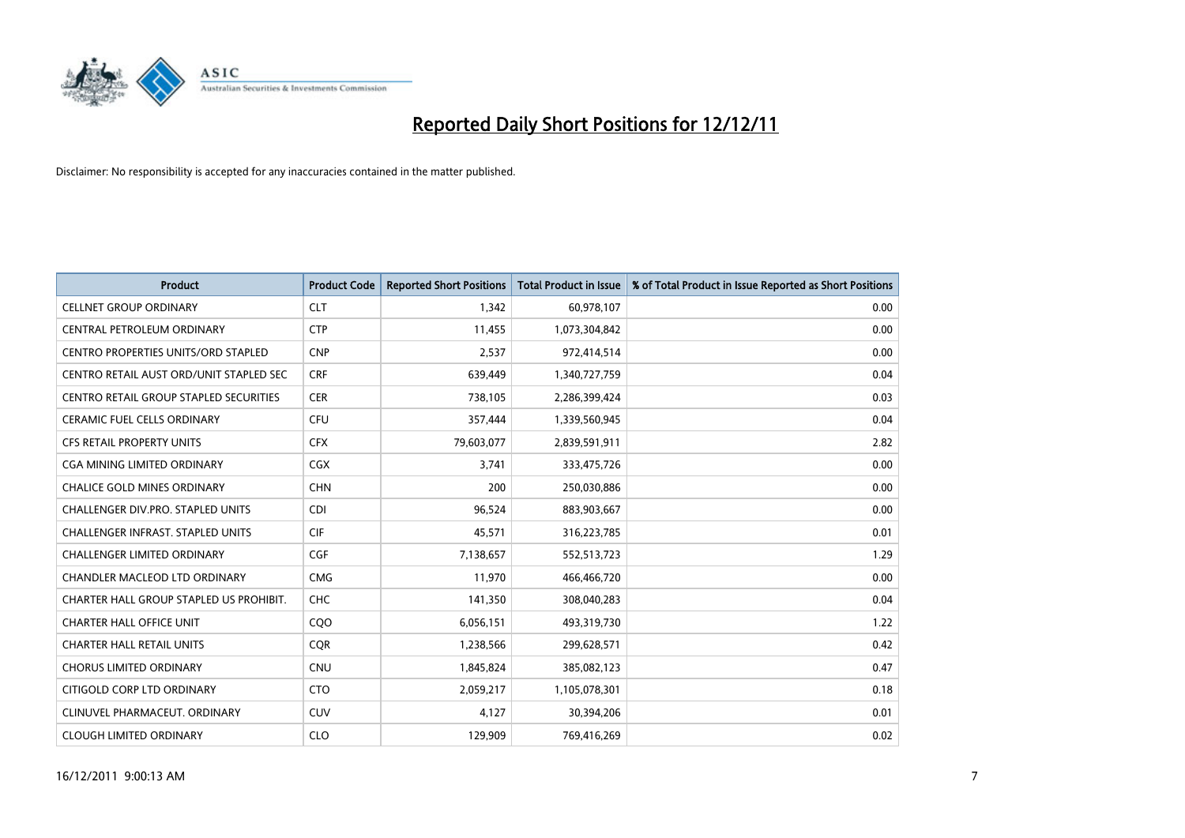# Reported Daily Short Positions for 12/12/11

Disclaimer: No responsibility is accepted for any inaccuracies contained in the matter published.

| Product | Product Code | Reported Short Positions | Total Product in Issue | % of Total Product in Issue Reported as Short Positions |
|---|---|---|---|---|
| CELLNET GROUP ORDINARY | CLT | 1,342 | 60,978,107 | 0.00 |
| CENTRAL PETROLEUM ORDINARY | CTP | 11,455 | 1,073,304,842 | 0.00 |
| CENTRO PROPERTIES UNITS/ORD STAPLED | CNP | 2,537 | 972,414,514 | 0.00 |
| CENTRO RETAIL AUST ORD/UNIT STAPLED SEC | CRF | 639,449 | 1,340,727,759 | 0.04 |
| CENTRO RETAIL GROUP STAPLED SECURITIES | CER | 738,105 | 2,286,399,424 | 0.03 |
| CERAMIC FUEL CELLS ORDINARY | CFU | 357,444 | 1,339,560,945 | 0.04 |
| CFS RETAIL PROPERTY UNITS | CFX | 79,603,077 | 2,839,591,911 | 2.82 |
| CGA MINING LIMITED ORDINARY | CGX | 3,741 | 333,475,726 | 0.00 |
| CHALICE GOLD MINES ORDINARY | CHN | 200 | 250,030,886 | 0.00 |
| CHALLENGER DIV.PRO. STAPLED UNITS | CDI | 96,524 | 883,903,667 | 0.00 |
| CHALLENGER INFRAST. STAPLED UNITS | CIF | 45,571 | 316,223,785 | 0.01 |
| CHALLENGER LIMITED ORDINARY | CGF | 7,138,657 | 552,513,723 | 1.29 |
| CHANDLER MACLEOD LTD ORDINARY | CMG | 11,970 | 466,466,720 | 0.00 |
| CHARTER HALL GROUP STAPLED US PROHIBIT. | CHC | 141,350 | 308,040,283 | 0.04 |
| CHARTER HALL OFFICE UNIT | CQO | 6,056,151 | 493,319,730 | 1.22 |
| CHARTER HALL RETAIL UNITS | CQR | 1,238,566 | 299,628,571 | 0.42 |
| CHORUS LIMITED ORDINARY | CNU | 1,845,824 | 385,082,123 | 0.47 |
| CITIGOLD CORP LTD ORDINARY | CTO | 2,059,217 | 1,105,078,301 | 0.18 |
| CLINUVEL PHARMACEUT. ORDINARY | CUV | 4,127 | 30,394,206 | 0.01 |
| CLOUGH LIMITED ORDINARY | CLO | 129,909 | 769,416,269 | 0.02 |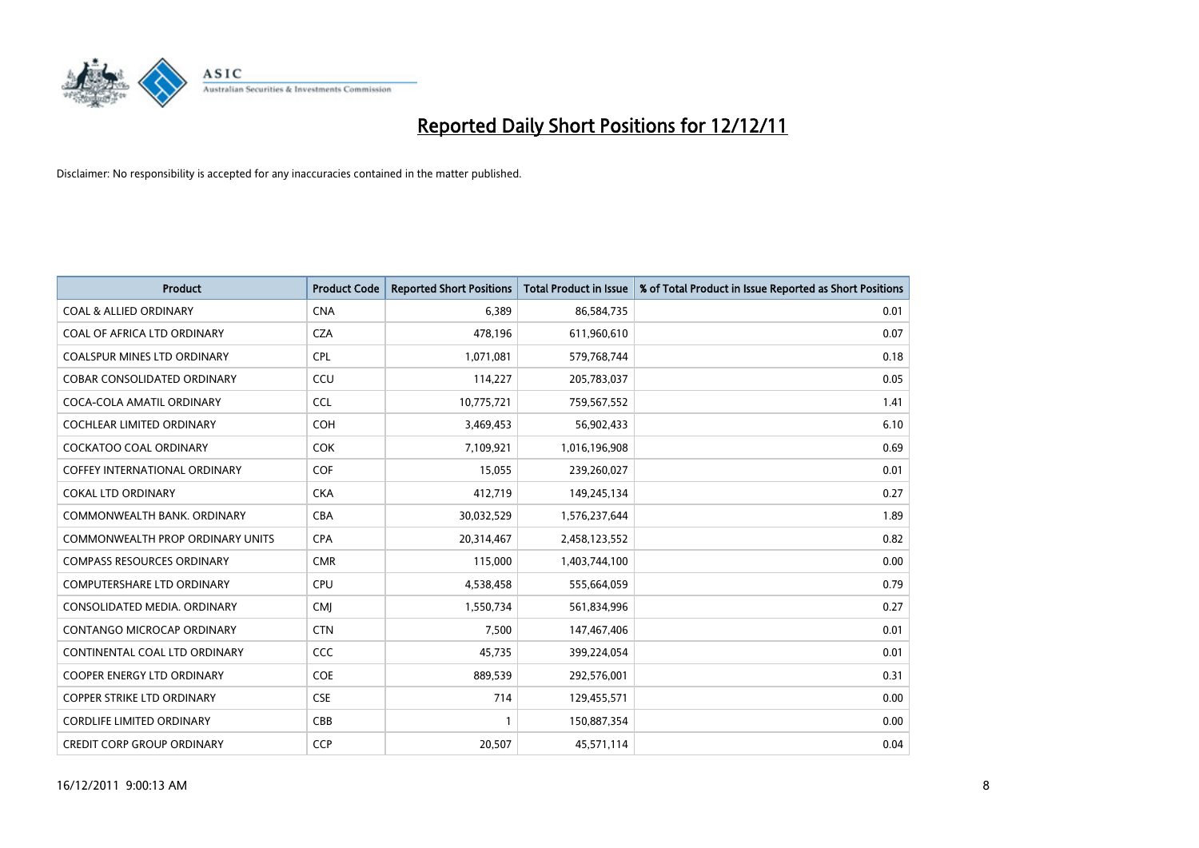# Reported Daily Short Positions for 12/12/11

Disclaimer: No responsibility is accepted for any inaccuracies contained in the matter published.

| Product | Product Code | Reported Short Positions | Total Product in Issue | % of Total Product in Issue Reported as Short Positions |
|---|---|---|---|---|
| COAL & ALLIED ORDINARY | CNA | 6,389 | 86,584,735 | 0.01 |
| COAL OF AFRICA LTD ORDINARY | CZA | 478,196 | 611,960,610 | 0.07 |
| COALSPUR MINES LTD ORDINARY | CPL | 1,071,081 | 579,768,744 | 0.18 |
| COBAR CONSOLIDATED ORDINARY | CCU | 114,227 | 205,783,037 | 0.05 |
| COCA-COLA AMATIL ORDINARY | CCL | 10,775,721 | 759,567,552 | 1.41 |
| COCHLEAR LIMITED ORDINARY | COH | 3,469,453 | 56,902,433 | 6.10 |
| COCKATOO COAL ORDINARY | COK | 7,109,921 | 1,016,196,908 | 0.69 |
| COFFEY INTERNATIONAL ORDINARY | COF | 15,055 | 239,260,027 | 0.01 |
| COKAL LTD ORDINARY | CKA | 412,719 | 149,245,134 | 0.27 |
| COMMONWEALTH BANK. ORDINARY | CBA | 30,032,529 | 1,576,237,644 | 1.89 |
| COMMONWEALTH PROP ORDINARY UNITS | CPA | 20,314,467 | 2,458,123,552 | 0.82 |
| COMPASS RESOURCES ORDINARY | CMR | 115,000 | 1,403,744,100 | 0.00 |
| COMPUTERSHARE LTD ORDINARY | CPU | 4,538,458 | 555,664,059 | 0.79 |
| CONSOLIDATED MEDIA. ORDINARY | CMJ | 1,550,734 | 561,834,996 | 0.27 |
| CONTANGO MICROCAP ORDINARY | CTN | 7,500 | 147,467,406 | 0.01 |
| CONTINENTAL COAL LTD ORDINARY | CCC | 45,735 | 399,224,054 | 0.01 |
| COOPER ENERGY LTD ORDINARY | COE | 889,539 | 292,576,001 | 0.31 |
| COPPER STRIKE LTD ORDINARY | CSE | 714 | 129,455,571 | 0.00 |
| CORDLIFE LIMITED ORDINARY | CBB | 1 | 150,887,354 | 0.00 |
| CREDIT CORP GROUP ORDINARY | CCP | 20,507 | 45,571,114 | 0.04 |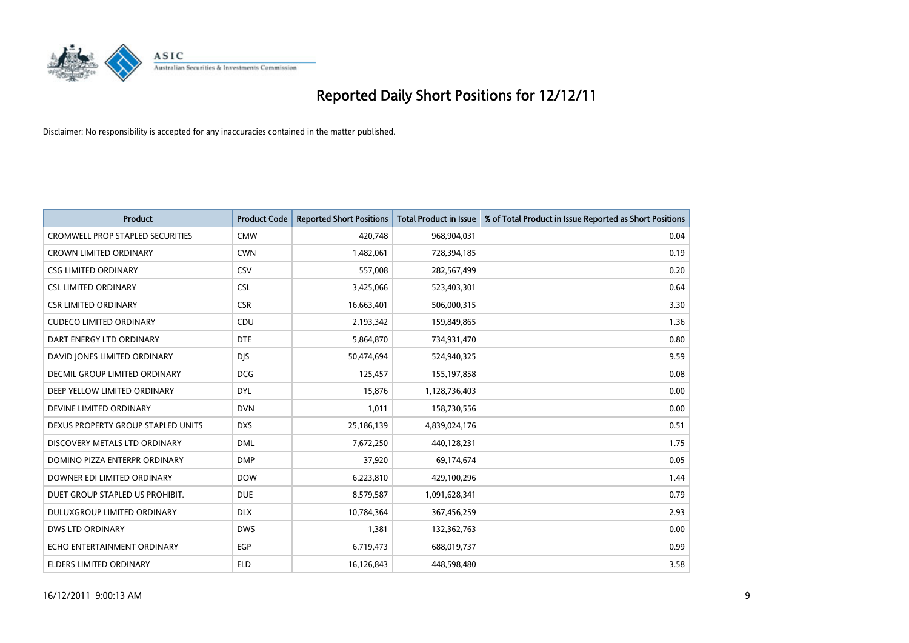# Reported Daily Short Positions for 12/12/11

Disclaimer: No responsibility is accepted for any inaccuracies contained in the matter published.

| Product | Product Code | Reported Short Positions | Total Product in Issue | % of Total Product in Issue Reported as Short Positions |
|---|---|---|---|---|
| CROMWELL PROP STAPLED SECURITIES | CMW | 420,748 | 968,904,031 | 0.04 |
| CROWN LIMITED ORDINARY | CWN | 1,482,061 | 728,394,185 | 0.19 |
| CSG LIMITED ORDINARY | CSV | 557,008 | 282,567,499 | 0.20 |
| CSL LIMITED ORDINARY | CSL | 3,425,066 | 523,403,301 | 0.64 |
| CSR LIMITED ORDINARY | CSR | 16,663,401 | 506,000,315 | 3.30 |
| CUDECO LIMITED ORDINARY | CDU | 2,193,342 | 159,849,865 | 1.36 |
| DART ENERGY LTD ORDINARY | DTE | 5,864,870 | 734,931,470 | 0.80 |
| DAVID JONES LIMITED ORDINARY | DJS | 50,474,694 | 524,940,325 | 9.59 |
| DECMIL GROUP LIMITED ORDINARY | DCG | 125,457 | 155,197,858 | 0.08 |
| DEEP YELLOW LIMITED ORDINARY | DYL | 15,876 | 1,128,736,403 | 0.00 |
| DEVINE LIMITED ORDINARY | DVN | 1,011 | 158,730,556 | 0.00 |
| DEXUS PROPERTY GROUP STAPLED UNITS | DXS | 25,186,139 | 4,839,024,176 | 0.51 |
| DISCOVERY METALS LTD ORDINARY | DML | 7,672,250 | 440,128,231 | 1.75 |
| DOMINO PIZZA ENTERPR ORDINARY | DMP | 37,920 | 69,174,674 | 0.05 |
| DOWNER EDI LIMITED ORDINARY | DOW | 6,223,810 | 429,100,296 | 1.44 |
| DUET GROUP STAPLED US PROHIBIT. | DUE | 8,579,587 | 1,091,628,341 | 0.79 |
| DULUXGROUP LIMITED ORDINARY | DLX | 10,784,364 | 367,456,259 | 2.93 |
| DWS LTD ORDINARY | DWS | 1,381 | 132,362,763 | 0.00 |
| ECHO ENTERTAINMENT ORDINARY | EGP | 6,719,473 | 688,019,737 | 0.99 |
| ELDERS LIMITED ORDINARY | ELD | 16,126,843 | 448,598,480 | 3.58 |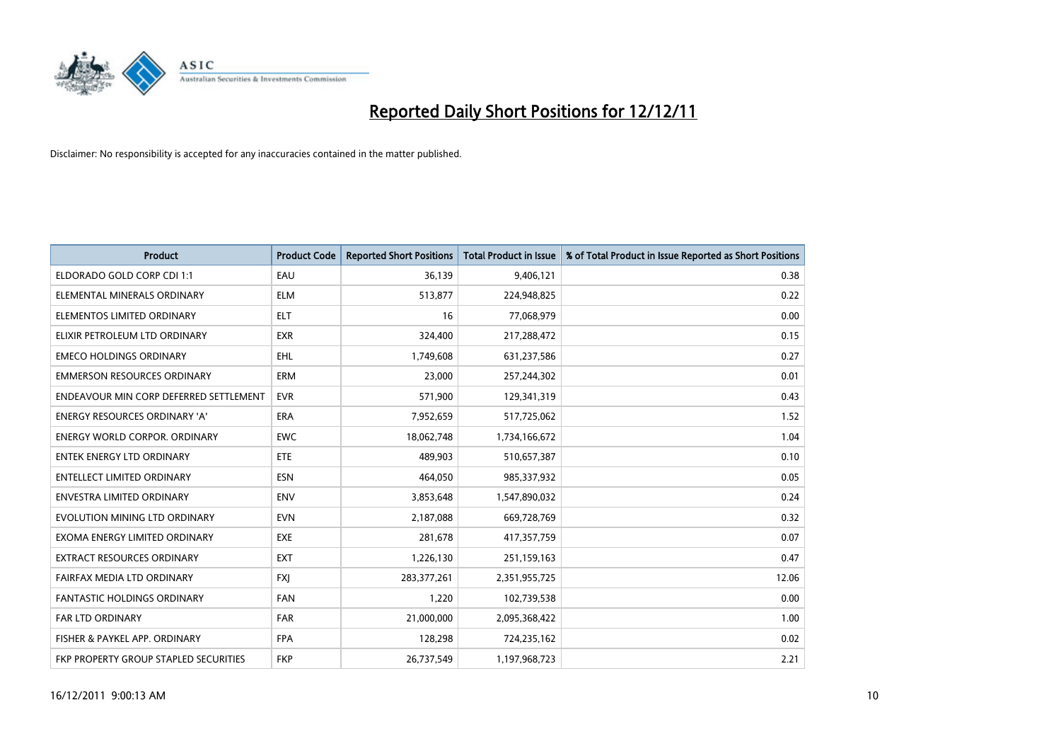# Reported Daily Short Positions for 12/12/11

Disclaimer: No responsibility is accepted for any inaccuracies contained in the matter published.

| Product | Product Code | Reported Short Positions | Total Product in Issue | % of Total Product in Issue Reported as Short Positions |
| --- | --- | --- | --- | --- |
| ELDORADO GOLD CORP CDI 1:1 | EAU | 36,139 | 9,406,121 | 0.38 |
| ELEMENTAL MINERALS ORDINARY | ELM | 513,877 | 224,948,825 | 0.22 |
| ELEMENTOS LIMITED ORDINARY | ELT | 16 | 77,068,979 | 0.00 |
| ELIXIR PETROLEUM LTD ORDINARY | EXR | 324,400 | 217,288,472 | 0.15 |
| EMECO HOLDINGS ORDINARY | EHL | 1,749,608 | 631,237,586 | 0.27 |
| EMMERSON RESOURCES ORDINARY | ERM | 23,000 | 257,244,302 | 0.01 |
| ENDEAVOUR MIN CORP DEFERRED SETTLEMENT | EVR | 571,900 | 129,341,319 | 0.43 |
| ENERGY RESOURCES ORDINARY 'A' | ERA | 7,952,659 | 517,725,062 | 1.52 |
| ENERGY WORLD CORPOR. ORDINARY | EWC | 18,062,748 | 1,734,166,672 | 1.04 |
| ENTEK ENERGY LTD ORDINARY | ETE | 489,903 | 510,657,387 | 0.10 |
| ENTELLECT LIMITED ORDINARY | ESN | 464,050 | 985,337,932 | 0.05 |
| ENVESTRA LIMITED ORDINARY | ENV | 3,853,648 | 1,547,890,032 | 0.24 |
| EVOLUTION MINING LTD ORDINARY | EVN | 2,187,088 | 669,728,769 | 0.32 |
| EXOMA ENERGY LIMITED ORDINARY | EXE | 281,678 | 417,357,759 | 0.07 |
| EXTRACT RESOURCES ORDINARY | EXT | 1,226,130 | 251,159,163 | 0.47 |
| FAIRFAX MEDIA LTD ORDINARY | FXJ | 283,377,261 | 2,351,955,725 | 12.06 |
| FANTASTIC HOLDINGS ORDINARY | FAN | 1,220 | 102,739,538 | 0.00 |
| FAR LTD ORDINARY | FAR | 21,000,000 | 2,095,368,422 | 1.00 |
| FISHER & PAYKEL APP. ORDINARY | FPA | 128,298 | 724,235,162 | 0.02 |
| FKP PROPERTY GROUP STAPLED SECURITIES | FKP | 26,737,549 | 1,197,968,723 | 2.21 |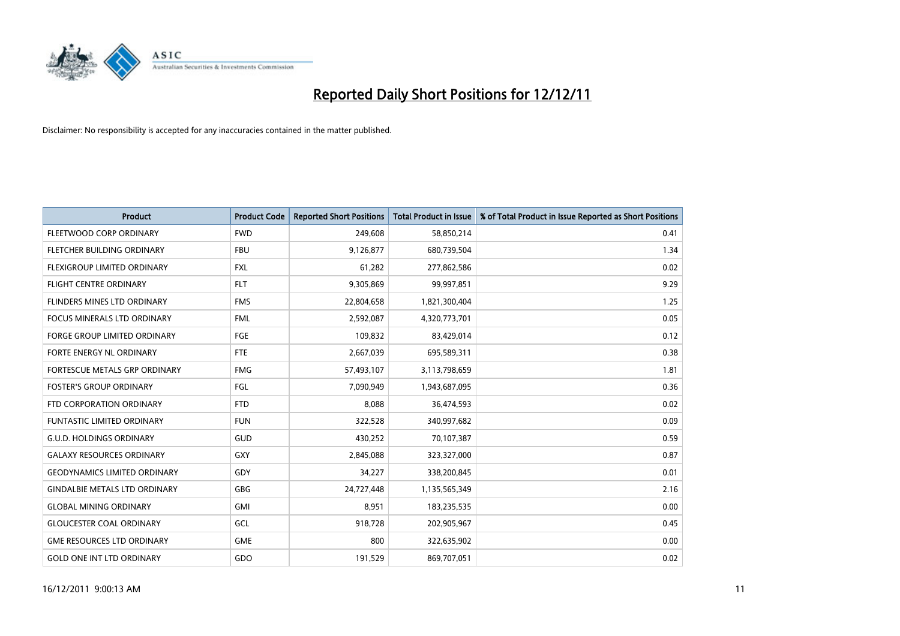# Reported Daily Short Positions for 12/12/11

Disclaimer: No responsibility is accepted for any inaccuracies contained in the matter published.

| Product | Product Code | Reported Short Positions | Total Product in Issue | % of Total Product in Issue Reported as Short Positions |
|---|---|---|---|---|
| FLEETWOOD CORP ORDINARY | FWD | 249,608 | 58,850,214 | 0.41 |
| FLETCHER BUILDING ORDINARY | FBU | 9,126,877 | 680,739,504 | 1.34 |
| FLEXIGROUP LIMITED ORDINARY | FXL | 61,282 | 277,862,586 | 0.02 |
| FLIGHT CENTRE ORDINARY | FLT | 9,305,869 | 99,997,851 | 9.29 |
| FLINDERS MINES LTD ORDINARY | FMS | 22,804,658 | 1,821,300,404 | 1.25 |
| FOCUS MINERALS LTD ORDINARY | FML | 2,592,087 | 4,320,773,701 | 0.05 |
| FORGE GROUP LIMITED ORDINARY | FGE | 109,832 | 83,429,014 | 0.12 |
| FORTE ENERGY NL ORDINARY | FTE | 2,667,039 | 695,589,311 | 0.38 |
| FORTESCUE METALS GRP ORDINARY | FMG | 57,493,107 | 3,113,798,659 | 1.81 |
| FOSTER'S GROUP ORDINARY | FGL | 7,090,949 | 1,943,687,095 | 0.36 |
| FTD CORPORATION ORDINARY | FTD | 8,088 | 36,474,593 | 0.02 |
| FUNTASTIC LIMITED ORDINARY | FUN | 322,528 | 340,997,682 | 0.09 |
| G.U.D. HOLDINGS ORDINARY | GUD | 430,252 | 70,107,387 | 0.59 |
| GALAXY RESOURCES ORDINARY | GXY | 2,845,088 | 323,327,000 | 0.87 |
| GEODYNAMICS LIMITED ORDINARY | GDY | 34,227 | 338,200,845 | 0.01 |
| GINDALBIE METALS LTD ORDINARY | GBG | 24,727,448 | 1,135,565,349 | 2.16 |
| GLOBAL MINING ORDINARY | GMI | 8,951 | 183,235,535 | 0.00 |
| GLOUCESTER COAL ORDINARY | GCL | 918,728 | 202,905,967 | 0.45 |
| GME RESOURCES LTD ORDINARY | GME | 800 | 322,635,902 | 0.00 |
| GOLD ONE INT LTD ORDINARY | GDO | 191,529 | 869,707,051 | 0.02 |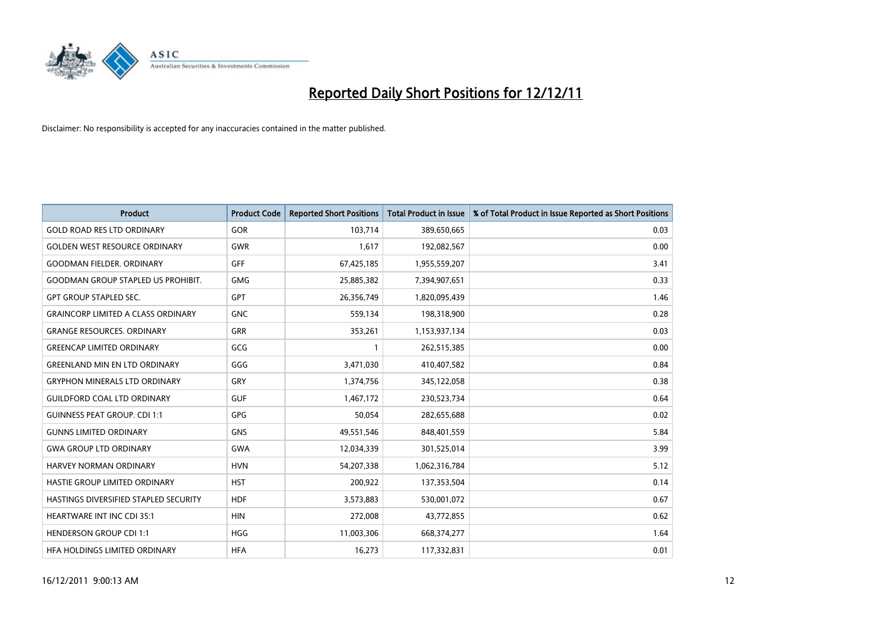# Reported Daily Short Positions for 12/12/11

Disclaimer: No responsibility is accepted for any inaccuracies contained in the matter published.

| Product | Product Code | Reported Short Positions | Total Product in Issue | % of Total Product in Issue Reported as Short Positions |
|---|---|---|---|---|
| GOLD ROAD RES LTD ORDINARY | GOR | 103,714 | 389,650,665 | 0.03 |
| GOLDEN WEST RESOURCE ORDINARY | GWR | 1,617 | 192,082,567 | 0.00 |
| GOODMAN FIELDER. ORDINARY | GFF | 67,425,185 | 1,955,559,207 | 3.41 |
| GOODMAN GROUP STAPLED US PROHIBIT. | GMG | 25,885,382 | 7,394,907,651 | 0.33 |
| GPT GROUP STAPLED SEC. | GPT | 26,356,749 | 1,820,095,439 | 1.46 |
| GRAINCORP LIMITED A CLASS ORDINARY | GNC | 559,134 | 198,318,900 | 0.28 |
| GRANGE RESOURCES. ORDINARY | GRR | 353,261 | 1,153,937,134 | 0.03 |
| GREENCAP LIMITED ORDINARY | GCG | 1 | 262,515,385 | 0.00 |
| GREENLAND MIN EN LTD ORDINARY | GGG | 3,471,030 | 410,407,582 | 0.84 |
| GRYPHON MINERALS LTD ORDINARY | GRY | 1,374,756 | 345,122,058 | 0.38 |
| GUILDFORD COAL LTD ORDINARY | GUF | 1,467,172 | 230,523,734 | 0.64 |
| GUINNESS PEAT GROUP. CDI 1:1 | GPG | 50,054 | 282,655,688 | 0.02 |
| GUNNS LIMITED ORDINARY | GNS | 49,551,546 | 848,401,559 | 5.84 |
| GWA GROUP LTD ORDINARY | GWA | 12,034,339 | 301,525,014 | 3.99 |
| HARVEY NORMAN ORDINARY | HVN | 54,207,338 | 1,062,316,784 | 5.12 |
| HASTIE GROUP LIMITED ORDINARY | HST | 200,922 | 137,353,504 | 0.14 |
| HASTINGS DIVERSIFIED STAPLED SECURITY | HDF | 3,573,883 | 530,001,072 | 0.67 |
| HEARTWARE INT INC CDI 35:1 | HIN | 272,008 | 43,772,855 | 0.62 |
| HENDERSON GROUP CDI 1:1 | HGG | 11,003,306 | 668,374,277 | 1.64 |
| HFA HOLDINGS LIMITED ORDINARY | HFA | 16,273 | 117,332,831 | 0.01 |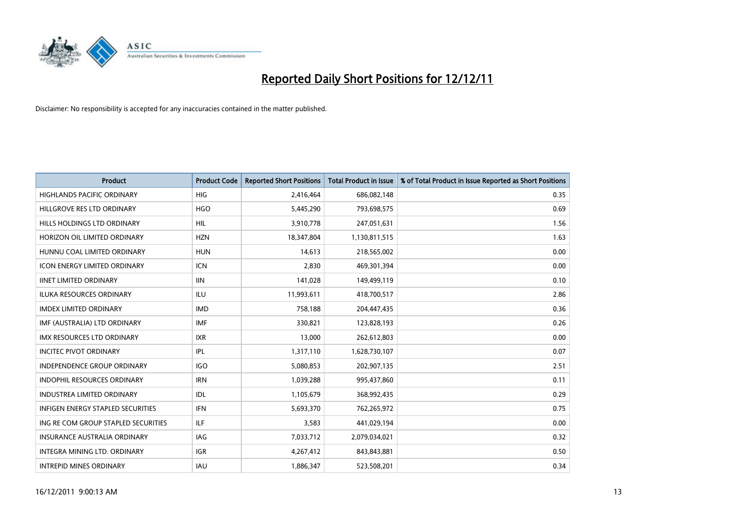# Reported Daily Short Positions for 12/12/11

Disclaimer: No responsibility is accepted for any inaccuracies contained in the matter published.

| Product | Product Code | Reported Short Positions | Total Product in Issue | % of Total Product in Issue Reported as Short Positions |
|---|---|---|---|---|
| HIGHLANDS PACIFIC ORDINARY | HIG | 2,416,464 | 686,082,148 | 0.35 |
| HILLGROVE RES LTD ORDINARY | HGO | 5,445,290 | 793,698,575 | 0.69 |
| HILLS HOLDINGS LTD ORDINARY | HIL | 3,910,778 | 247,051,631 | 1.56 |
| HORIZON OIL LIMITED ORDINARY | HZN | 18,347,804 | 1,130,811,515 | 1.63 |
| HUNNU COAL LIMITED ORDINARY | HUN | 14,613 | 218,565,002 | 0.00 |
| ICON ENERGY LIMITED ORDINARY | ICN | 2,830 | 469,301,394 | 0.00 |
| IINET LIMITED ORDINARY | IIN | 141,028 | 149,499,119 | 0.10 |
| ILUKA RESOURCES ORDINARY | ILU | 11,993,611 | 418,700,517 | 2.86 |
| IMDEX LIMITED ORDINARY | IMD | 758,188 | 204,447,435 | 0.36 |
| IMF (AUSTRALIA) LTD ORDINARY | IMF | 330,821 | 123,828,193 | 0.26 |
| IMX RESOURCES LTD ORDINARY | IXR | 13,000 | 262,612,803 | 0.00 |
| INCITEC PIVOT ORDINARY | IPL | 1,317,110 | 1,628,730,107 | 0.07 |
| INDEPENDENCE GROUP ORDINARY | IGO | 5,080,853 | 202,907,135 | 2.51 |
| INDOPHIL RESOURCES ORDINARY | IRN | 1,039,288 | 995,437,860 | 0.11 |
| INDUSTREA LIMITED ORDINARY | IDL | 1,105,679 | 368,992,435 | 0.29 |
| INFIGEN ENERGY STAPLED SECURITIES | IFN | 5,693,370 | 762,265,972 | 0.75 |
| ING RE COM GROUP STAPLED SECURITIES | ILF | 3,583 | 441,029,194 | 0.00 |
| INSURANCE AUSTRALIA ORDINARY | IAG | 7,033,712 | 2,079,034,021 | 0.32 |
| INTEGRA MINING LTD. ORDINARY | IGR | 4,267,412 | 843,843,881 | 0.50 |
| INTREPID MINES ORDINARY | IAU | 1,886,347 | 523,508,201 | 0.34 |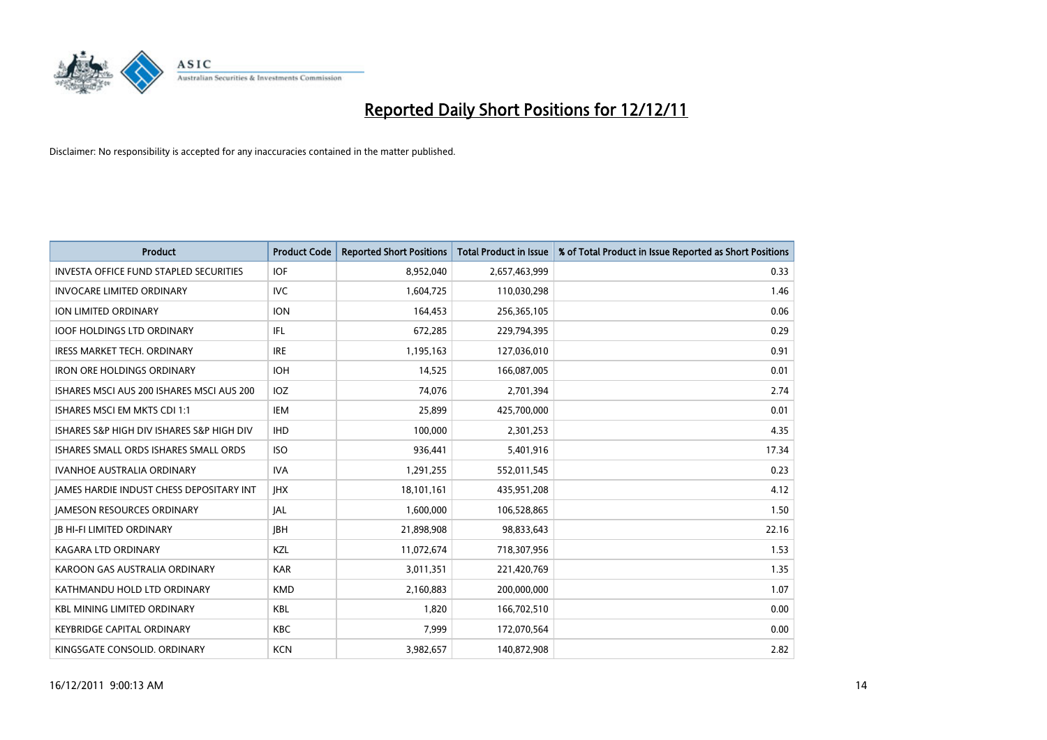# Reported Daily Short Positions for 12/12/11

Disclaimer: No responsibility is accepted for any inaccuracies contained in the matter published.

| Product | Product Code | Reported Short Positions | Total Product in Issue | % of Total Product in Issue Reported as Short Positions |
|---|---|---|---|---|
| INVESTA OFFICE FUND STAPLED SECURITIES | IOF | 8,952,040 | 2,657,463,999 | 0.33 |
| INVOCARE LIMITED ORDINARY | IVC | 1,604,725 | 110,030,298 | 1.46 |
| ION LIMITED ORDINARY | ION | 164,453 | 256,365,105 | 0.06 |
| IOOF HOLDINGS LTD ORDINARY | IFL | 672,285 | 229,794,395 | 0.29 |
| IRESS MARKET TECH. ORDINARY | IRE | 1,195,163 | 127,036,010 | 0.91 |
| IRON ORE HOLDINGS ORDINARY | IOH | 14,525 | 166,087,005 | 0.01 |
| ISHARES MSCI AUS 200 ISHARES MSCI AUS 200 | IOZ | 74,076 | 2,701,394 | 2.74 |
| ISHARES MSCI EM MKTS CDI 1:1 | IEM | 25,899 | 425,700,000 | 0.01 |
| ISHARES S&P HIGH DIV ISHARES S&P HIGH DIV | IHD | 100,000 | 2,301,253 | 4.35 |
| ISHARES SMALL ORDS ISHARES SMALL ORDS | ISO | 936,441 | 5,401,916 | 17.34 |
| IVANHOE AUSTRALIA ORDINARY | IVA | 1,291,255 | 552,011,545 | 0.23 |
| JAMES HARDIE INDUST CHESS DEPOSITARY INT | JHX | 18,101,161 | 435,951,208 | 4.12 |
| JAMESON RESOURCES ORDINARY | JAL | 1,600,000 | 106,528,865 | 1.50 |
| JB HI-FI LIMITED ORDINARY | JBH | 21,898,908 | 98,833,643 | 22.16 |
| KAGARA LTD ORDINARY | KZL | 11,072,674 | 718,307,956 | 1.53 |
| KAROON GAS AUSTRALIA ORDINARY | KAR | 3,011,351 | 221,420,769 | 1.35 |
| KATHMANDU HOLD LTD ORDINARY | KMD | 2,160,883 | 200,000,000 | 1.07 |
| KBL MINING LIMITED ORDINARY | KBL | 1,820 | 166,702,510 | 0.00 |
| KEYBRIDGE CAPITAL ORDINARY | KBC | 7,999 | 172,070,564 | 0.00 |
| KINGSGATE CONSOLID. ORDINARY | KCN | 3,982,657 | 140,872,908 | 2.82 |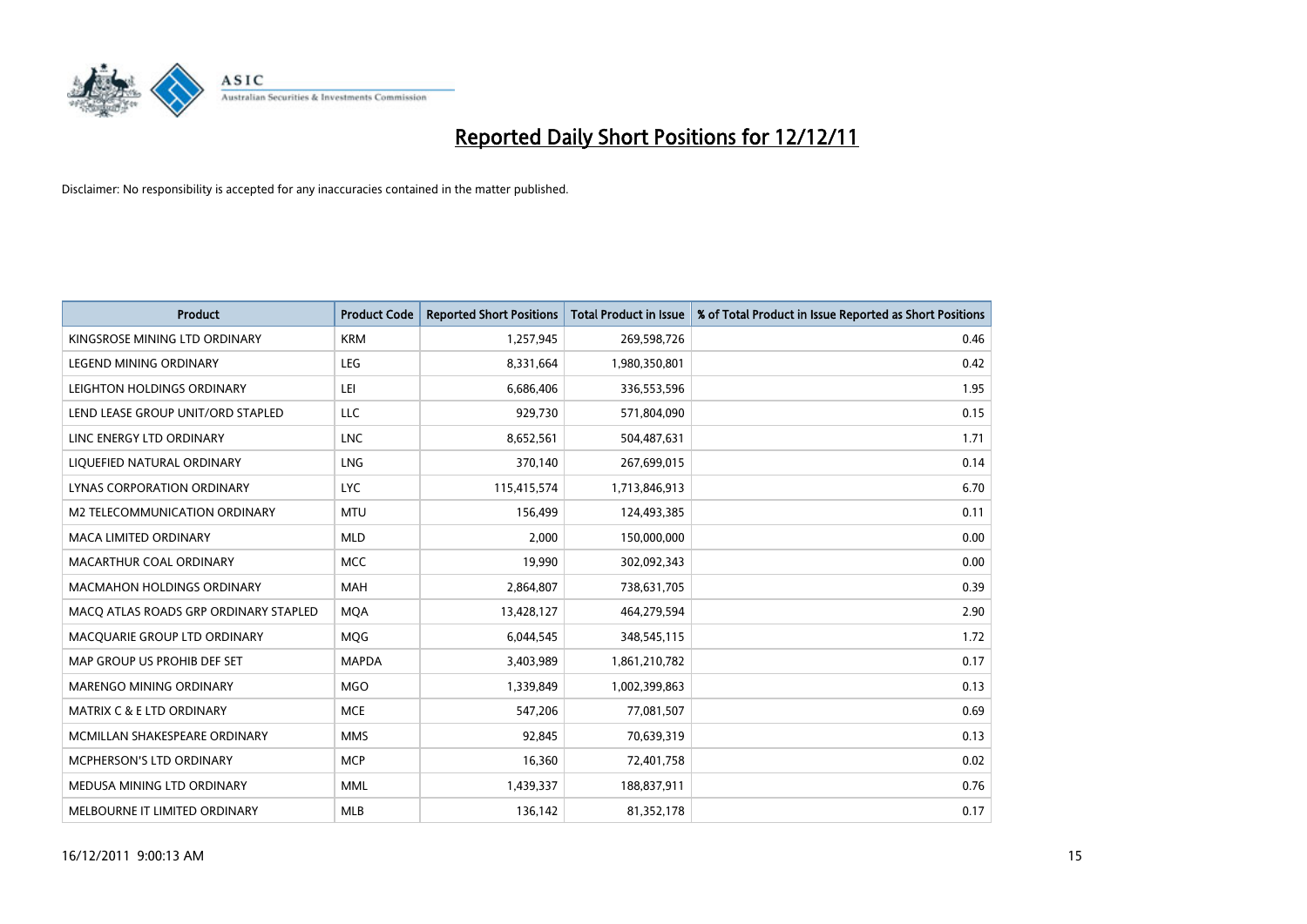# Reported Daily Short Positions for 12/12/11

Disclaimer: No responsibility is accepted for any inaccuracies contained in the matter published.

| Product | Product Code | Reported Short Positions | Total Product in Issue | % of Total Product in Issue Reported as Short Positions |
|---|---|---|---|---|
| KINGSROSE MINING LTD ORDINARY | KRM | 1,257,945 | 269,598,726 | 0.46 |
| LEGEND MINING ORDINARY | LEG | 8,331,664 | 1,980,350,801 | 0.42 |
| LEIGHTON HOLDINGS ORDINARY | LEI | 6,686,406 | 336,553,596 | 1.95 |
| LEND LEASE GROUP UNIT/ORD STAPLED | LLC | 929,730 | 571,804,090 | 0.15 |
| LINC ENERGY LTD ORDINARY | LNC | 8,652,561 | 504,487,631 | 1.71 |
| LIQUEFIED NATURAL ORDINARY | LNG | 370,140 | 267,699,015 | 0.14 |
| LYNAS CORPORATION ORDINARY | LYC | 115,415,574 | 1,713,846,913 | 6.70 |
| M2 TELECOMMUNICATION ORDINARY | MTU | 156,499 | 124,493,385 | 0.11 |
| MACA LIMITED ORDINARY | MLD | 2,000 | 150,000,000 | 0.00 |
| MACARTHUR COAL ORDINARY | MCC | 19,990 | 302,092,343 | 0.00 |
| MACMAHON HOLDINGS ORDINARY | MAH | 2,864,807 | 738,631,705 | 0.39 |
| MACQ ATLAS ROADS GRP ORDINARY STAPLED | MQA | 13,428,127 | 464,279,594 | 2.90 |
| MACQUARIE GROUP LTD ORDINARY | MQG | 6,044,545 | 348,545,115 | 1.72 |
| MAP GROUP US PROHIB DEF SET | MAPDA | 3,403,989 | 1,861,210,782 | 0.17 |
| MARENGO MINING ORDINARY | MGO | 1,339,849 | 1,002,399,863 | 0.13 |
| MATRIX C & E LTD ORDINARY | MCE | 547,206 | 77,081,507 | 0.69 |
| MCMILLAN SHAKESPEARE ORDINARY | MMS | 92,845 | 70,639,319 | 0.13 |
| MCPHERSON'S LTD ORDINARY | MCP | 16,360 | 72,401,758 | 0.02 |
| MEDUSA MINING LTD ORDINARY | MML | 1,439,337 | 188,837,911 | 0.76 |
| MELBOURNE IT LIMITED ORDINARY | MLB | 136,142 | 81,352,178 | 0.17 |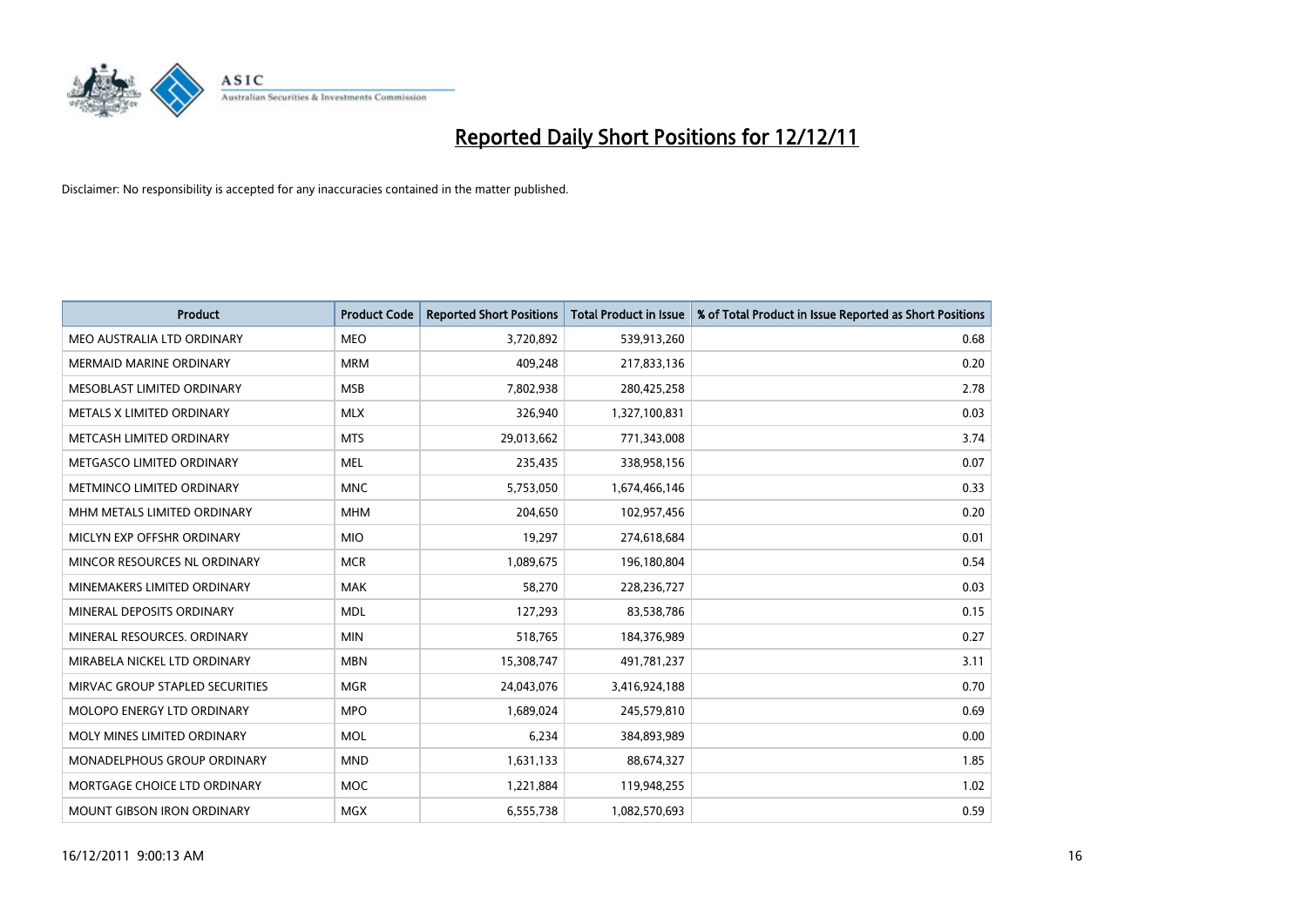# Reported Daily Short Positions for 12/12/11

Disclaimer: No responsibility is accepted for any inaccuracies contained in the matter published.

| Product | Product Code | Reported Short Positions | Total Product in Issue | % of Total Product in Issue Reported as Short Positions |
|---|---|---|---|---|
| MEO AUSTRALIA LTD ORDINARY | MEO | 3,720,892 | 539,913,260 | 0.68 |
| MERMAID MARINE ORDINARY | MRM | 409,248 | 217,833,136 | 0.20 |
| MESOBLAST LIMITED ORDINARY | MSB | 7,802,938 | 280,425,258 | 2.78 |
| METALS X LIMITED ORDINARY | MLX | 326,940 | 1,327,100,831 | 0.03 |
| METCASH LIMITED ORDINARY | MTS | 29,013,662 | 771,343,008 | 3.74 |
| METGASCO LIMITED ORDINARY | MEL | 235,435 | 338,958,156 | 0.07 |
| METMINCO LIMITED ORDINARY | MNC | 5,753,050 | 1,674,466,146 | 0.33 |
| MHM METALS LIMITED ORDINARY | MHM | 204,650 | 102,957,456 | 0.20 |
| MICLYN EXP OFFSHR ORDINARY | MIO | 19,297 | 274,618,684 | 0.01 |
| MINCOR RESOURCES NL ORDINARY | MCR | 1,089,675 | 196,180,804 | 0.54 |
| MINEMAKERS LIMITED ORDINARY | MAK | 58,270 | 228,236,727 | 0.03 |
| MINERAL DEPOSITS ORDINARY | MDL | 127,293 | 83,538,786 | 0.15 |
| MINERAL RESOURCES. ORDINARY | MIN | 518,765 | 184,376,989 | 0.27 |
| MIRABELA NICKEL LTD ORDINARY | MBN | 15,308,747 | 491,781,237 | 3.11 |
| MIRVAC GROUP STAPLED SECURITIES | MGR | 24,043,076 | 3,416,924,188 | 0.70 |
| MOLOPO ENERGY LTD ORDINARY | MPO | 1,689,024 | 245,579,810 | 0.69 |
| MOLY MINES LIMITED ORDINARY | MOL | 6,234 | 384,893,989 | 0.00 |
| MONADELPHOUS GROUP ORDINARY | MND | 1,631,133 | 88,674,327 | 1.85 |
| MORTGAGE CHOICE LTD ORDINARY | MOC | 1,221,884 | 119,948,255 | 1.02 |
| MOUNT GIBSON IRON ORDINARY | MGX | 6,555,738 | 1,082,570,693 | 0.59 |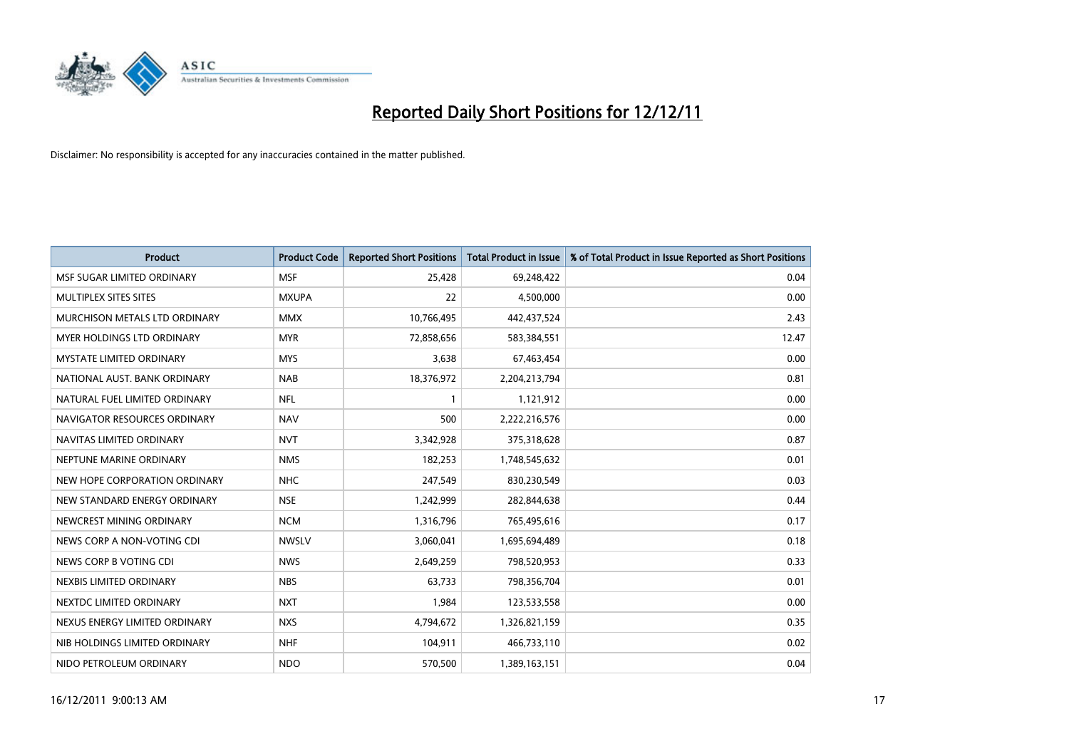# Reported Daily Short Positions for 12/12/11

Disclaimer: No responsibility is accepted for any inaccuracies contained in the matter published.

| Product | Product Code | Reported Short Positions | Total Product in Issue | % of Total Product in Issue Reported as Short Positions |
|---|---|---|---|---|
| MSF SUGAR LIMITED ORDINARY | MSF | 25,428 | 69,248,422 | 0.04 |
| MULTIPLEX SITES SITES | MXUPA | 22 | 4,500,000 | 0.00 |
| MURCHISON METALS LTD ORDINARY | MMX | 10,766,495 | 442,437,524 | 2.43 |
| MYER HOLDINGS LTD ORDINARY | MYR | 72,858,656 | 583,384,551 | 12.47 |
| MYSTATE LIMITED ORDINARY | MYS | 3,638 | 67,463,454 | 0.00 |
| NATIONAL AUST. BANK ORDINARY | NAB | 18,376,972 | 2,204,213,794 | 0.81 |
| NATURAL FUEL LIMITED ORDINARY | NFL | 1 | 1,121,912 | 0.00 |
| NAVIGATOR RESOURCES ORDINARY | NAV | 500 | 2,222,216,576 | 0.00 |
| NAVITAS LIMITED ORDINARY | NVT | 3,342,928 | 375,318,628 | 0.87 |
| NEPTUNE MARINE ORDINARY | NMS | 182,253 | 1,748,545,632 | 0.01 |
| NEW HOPE CORPORATION ORDINARY | NHC | 247,549 | 830,230,549 | 0.03 |
| NEW STANDARD ENERGY ORDINARY | NSE | 1,242,999 | 282,844,638 | 0.44 |
| NEWCREST MINING ORDINARY | NCM | 1,316,796 | 765,495,616 | 0.17 |
| NEWS CORP A NON-VOTING CDI | NWSLV | 3,060,041 | 1,695,694,489 | 0.18 |
| NEWS CORP B VOTING CDI | NWS | 2,649,259 | 798,520,953 | 0.33 |
| NEXBIS LIMITED ORDINARY | NBS | 63,733 | 798,356,704 | 0.01 |
| NEXTDC LIMITED ORDINARY | NXT | 1,984 | 123,533,558 | 0.00 |
| NEXUS ENERGY LIMITED ORDINARY | NXS | 4,794,672 | 1,326,821,159 | 0.35 |
| NIB HOLDINGS LIMITED ORDINARY | NHF | 104,911 | 466,733,110 | 0.02 |
| NIDO PETROLEUM ORDINARY | NDO | 570,500 | 1,389,163,151 | 0.04 |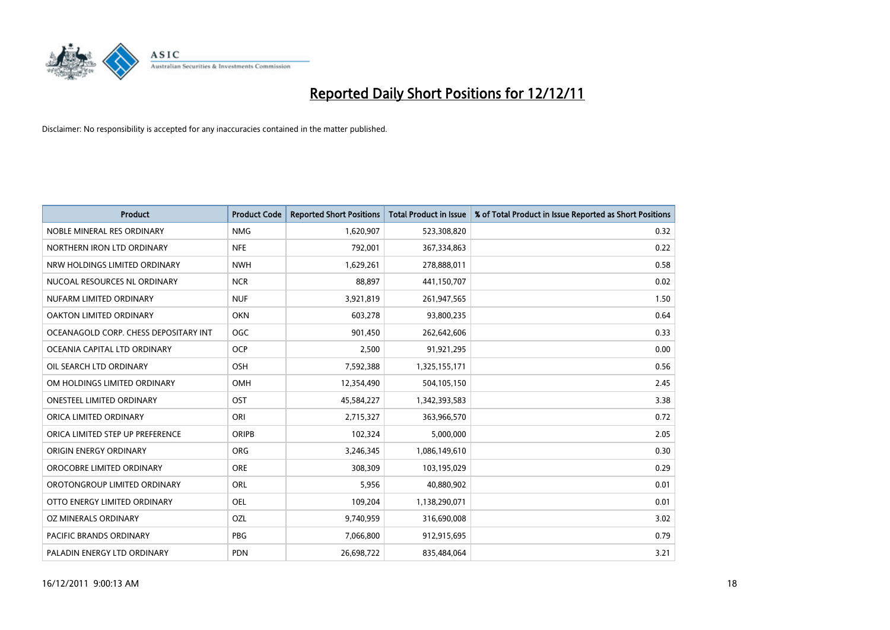# Reported Daily Short Positions for 12/12/11

Disclaimer: No responsibility is accepted for any inaccuracies contained in the matter published.

| Product | Product Code | Reported Short Positions | Total Product in Issue | % of Total Product in Issue Reported as Short Positions |
|---|---|---|---|---|
| NOBLE MINERAL RES ORDINARY | NMG | 1,620,907 | 523,308,820 | 0.32 |
| NORTHERN IRON LTD ORDINARY | NFE | 792,001 | 367,334,863 | 0.22 |
| NRW HOLDINGS LIMITED ORDINARY | NWH | 1,629,261 | 278,888,011 | 0.58 |
| NUCOAL RESOURCES NL ORDINARY | NCR | 88,897 | 441,150,707 | 0.02 |
| NUFARM LIMITED ORDINARY | NUF | 3,921,819 | 261,947,565 | 1.50 |
| OAKTON LIMITED ORDINARY | OKN | 603,278 | 93,800,235 | 0.64 |
| OCEANAGOLD CORP. CHESS DEPOSITARY INT | OGC | 901,450 | 262,642,606 | 0.33 |
| OCEANIA CAPITAL LTD ORDINARY | OCP | 2,500 | 91,921,295 | 0.00 |
| OIL SEARCH LTD ORDINARY | OSH | 7,592,388 | 1,325,155,171 | 0.56 |
| OM HOLDINGS LIMITED ORDINARY | OMH | 12,354,490 | 504,105,150 | 2.45 |
| ONESTEEL LIMITED ORDINARY | OST | 45,584,227 | 1,342,393,583 | 3.38 |
| ORICA LIMITED ORDINARY | ORI | 2,715,327 | 363,966,570 | 0.72 |
| ORICA LIMITED STEP UP PREFERENCE | ORIPB | 102,324 | 5,000,000 | 2.05 |
| ORIGIN ENERGY ORDINARY | ORG | 3,246,345 | 1,086,149,610 | 0.30 |
| OROCOBRE LIMITED ORDINARY | ORE | 308,309 | 103,195,029 | 0.29 |
| OROTONGROUP LIMITED ORDINARY | ORL | 5,956 | 40,880,902 | 0.01 |
| OTTO ENERGY LIMITED ORDINARY | OEL | 109,204 | 1,138,290,071 | 0.01 |
| OZ MINERALS ORDINARY | OZL | 9,740,959 | 316,690,008 | 3.02 |
| PACIFIC BRANDS ORDINARY | PBG | 7,066,800 | 912,915,695 | 0.79 |
| PALADIN ENERGY LTD ORDINARY | PDN | 26,698,722 | 835,484,064 | 3.21 |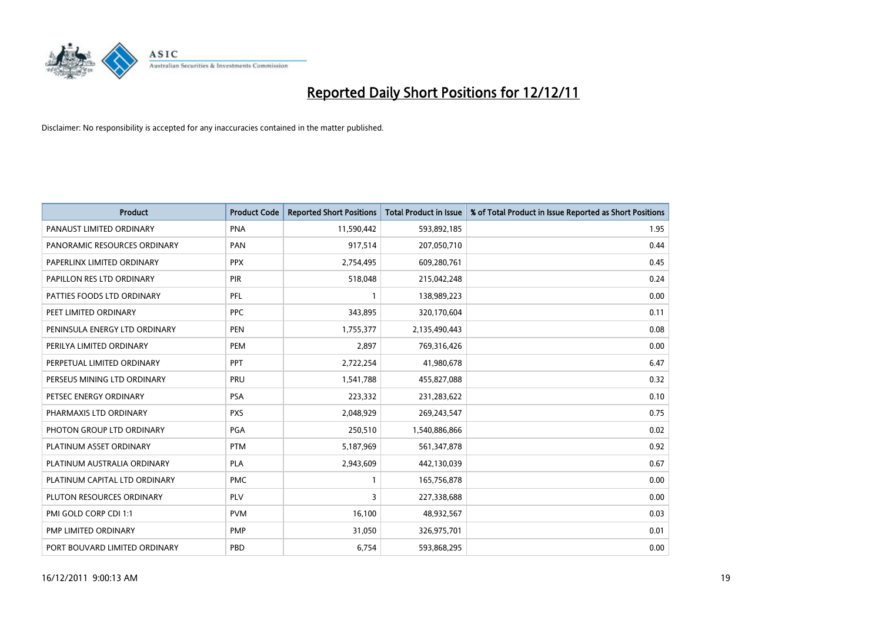# Reported Daily Short Positions for 12/12/11

Disclaimer: No responsibility is accepted for any inaccuracies contained in the matter published.

| Product | Product Code | Reported Short Positions | Total Product in Issue | % of Total Product in Issue Reported as Short Positions |
|---|---|---|---|---|
| PANAUST LIMITED ORDINARY | PNA | 11,590,442 | 593,892,185 | 1.95 |
| PANORAMIC RESOURCES ORDINARY | PAN | 917,514 | 207,050,710 | 0.44 |
| PAPERLINX LIMITED ORDINARY | PPX | 2,754,495 | 609,280,761 | 0.45 |
| PAPILLON RES LTD ORDINARY | PIR | 518,048 | 215,042,248 | 0.24 |
| PATTIES FOODS LTD ORDINARY | PFL | 1 | 138,989,223 | 0.00 |
| PEET LIMITED ORDINARY | PPC | 343,895 | 320,170,604 | 0.11 |
| PENINSULA ENERGY LTD ORDINARY | PEN | 1,755,377 | 2,135,490,443 | 0.08 |
| PERILYA LIMITED ORDINARY | PEM | 2,897 | 769,316,426 | 0.00 |
| PERPETUAL LIMITED ORDINARY | PPT | 2,722,254 | 41,980,678 | 6.47 |
| PERSEUS MINING LTD ORDINARY | PRU | 1,541,788 | 455,827,088 | 0.32 |
| PETSEC ENERGY ORDINARY | PSA | 223,332 | 231,283,622 | 0.10 |
| PHARMAXIS LTD ORDINARY | PXS | 2,048,929 | 269,243,547 | 0.75 |
| PHOTON GROUP LTD ORDINARY | PGA | 250,510 | 1,540,886,866 | 0.02 |
| PLATINUM ASSET ORDINARY | PTM | 5,187,969 | 561,347,878 | 0.92 |
| PLATINUM AUSTRALIA ORDINARY | PLA | 2,943,609 | 442,130,039 | 0.67 |
| PLATINUM CAPITAL LTD ORDINARY | PMC | 1 | 165,756,878 | 0.00 |
| PLUTON RESOURCES ORDINARY | PLV | 3 | 227,338,688 | 0.00 |
| PMI GOLD CORP CDI 1:1 | PVM | 16,100 | 48,932,567 | 0.03 |
| PMP LIMITED ORDINARY | PMP | 31,050 | 326,975,701 | 0.01 |
| PORT BOUVARD LIMITED ORDINARY | PBD | 6,754 | 593,868,295 | 0.00 |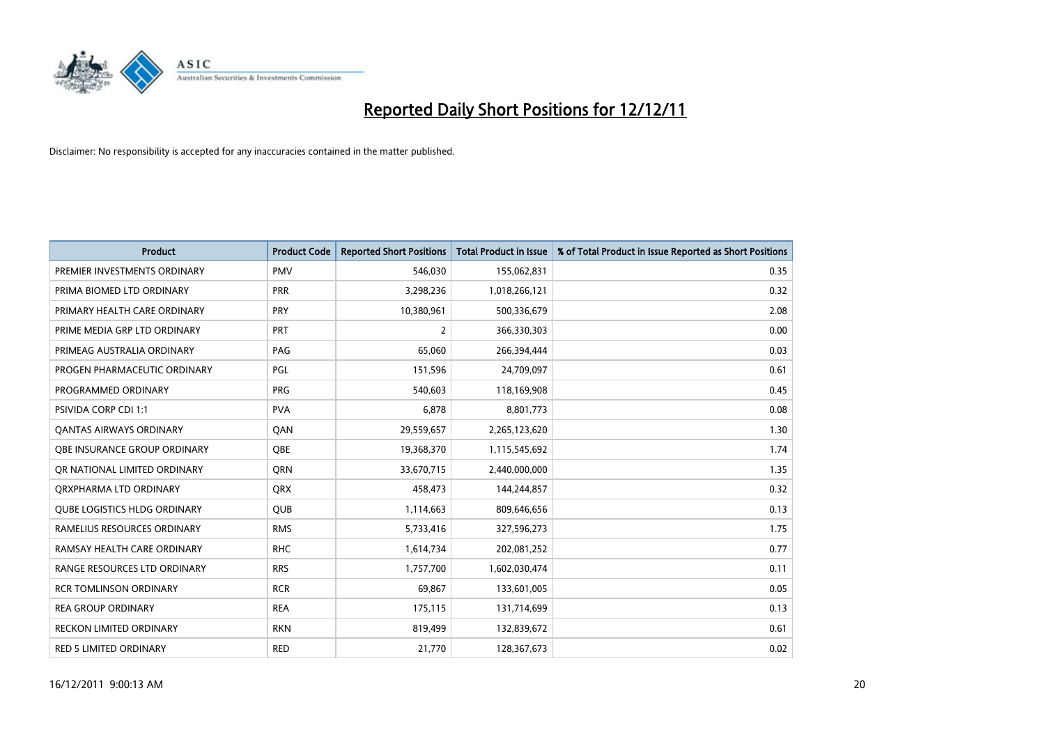# Reported Daily Short Positions for 12/12/11

Disclaimer: No responsibility is accepted for any inaccuracies contained in the matter published.

| Product | Product Code | Reported Short Positions | Total Product in Issue | % of Total Product in Issue Reported as Short Positions |
|---|---|---|---|---|
| PREMIER INVESTMENTS ORDINARY | PMV | 546,030 | 155,062,831 | 0.35 |
| PRIMA BIOMED LTD ORDINARY | PRR | 3,298,236 | 1,018,266,121 | 0.32 |
| PRIMARY HEALTH CARE ORDINARY | PRY | 10,380,961 | 500,336,679 | 2.08 |
| PRIME MEDIA GRP LTD ORDINARY | PRT | 2 | 366,330,303 | 0.00 |
| PRIMEAG AUSTRALIA ORDINARY | PAG | 65,060 | 266,394,444 | 0.03 |
| PROGEN PHARMACEUTIC ORDINARY | PGL | 151,596 | 24,709,097 | 0.61 |
| PROGRAMMED ORDINARY | PRG | 540,603 | 118,169,908 | 0.45 |
| PSIVIDA CORP CDI 1:1 | PVA | 6,878 | 8,801,773 | 0.08 |
| QANTAS AIRWAYS ORDINARY | QAN | 29,559,657 | 2,265,123,620 | 1.30 |
| QBE INSURANCE GROUP ORDINARY | QBE | 19,368,370 | 1,115,545,692 | 1.74 |
| QR NATIONAL LIMITED ORDINARY | QRN | 33,670,715 | 2,440,000,000 | 1.35 |
| QRXPHARMA LTD ORDINARY | QRX | 458,473 | 144,244,857 | 0.32 |
| QUBE LOGISTICS HLDG ORDINARY | QUB | 1,114,663 | 809,646,656 | 0.13 |
| RAMELIUS RESOURCES ORDINARY | RMS | 5,733,416 | 327,596,273 | 1.75 |
| RAMSAY HEALTH CARE ORDINARY | RHC | 1,614,734 | 202,081,252 | 0.77 |
| RANGE RESOURCES LTD ORDINARY | RRS | 1,757,700 | 1,602,030,474 | 0.11 |
| RCR TOMLINSON ORDINARY | RCR | 69,867 | 133,601,005 | 0.05 |
| REA GROUP ORDINARY | REA | 175,115 | 131,714,699 | 0.13 |
| RECKON LIMITED ORDINARY | RKN | 819,499 | 132,839,672 | 0.61 |
| RED 5 LIMITED ORDINARY | RED | 21,770 | 128,367,673 | 0.02 |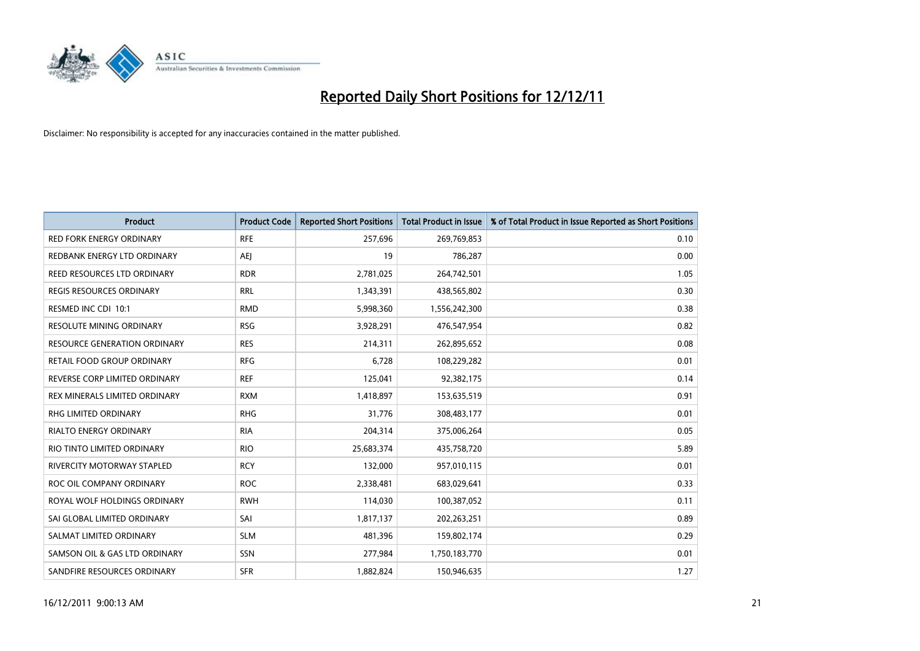# Reported Daily Short Positions for 12/12/11

Disclaimer: No responsibility is accepted for any inaccuracies contained in the matter published.

| Product | Product Code | Reported Short Positions | Total Product in Issue | % of Total Product in Issue Reported as Short Positions |
|---|---|---|---|---|
| RED FORK ENERGY ORDINARY | RFE | 257,696 | 269,769,853 | 0.10 |
| REDBANK ENERGY LTD ORDINARY | AEJ | 19 | 786,287 | 0.00 |
| REED RESOURCES LTD ORDINARY | RDR | 2,781,025 | 264,742,501 | 1.05 |
| REGIS RESOURCES ORDINARY | RRL | 1,343,391 | 438,565,802 | 0.30 |
| RESMED INC CDI 10:1 | RMD | 5,998,360 | 1,556,242,300 | 0.38 |
| RESOLUTE MINING ORDINARY | RSG | 3,928,291 | 476,547,954 | 0.82 |
| RESOURCE GENERATION ORDINARY | RES | 214,311 | 262,895,652 | 0.08 |
| RETAIL FOOD GROUP ORDINARY | RFG | 6,728 | 108,229,282 | 0.01 |
| REVERSE CORP LIMITED ORDINARY | REF | 125,041 | 92,382,175 | 0.14 |
| REX MINERALS LIMITED ORDINARY | RXM | 1,418,897 | 153,635,519 | 0.91 |
| RHG LIMITED ORDINARY | RHG | 31,776 | 308,483,177 | 0.01 |
| RIALTO ENERGY ORDINARY | RIA | 204,314 | 375,006,264 | 0.05 |
| RIO TINTO LIMITED ORDINARY | RIO | 25,683,374 | 435,758,720 | 5.89 |
| RIVERCITY MOTORWAY STAPLED | RCY | 132,000 | 957,010,115 | 0.01 |
| ROC OIL COMPANY ORDINARY | ROC | 2,338,481 | 683,029,641 | 0.33 |
| ROYAL WOLF HOLDINGS ORDINARY | RWH | 114,030 | 100,387,052 | 0.11 |
| SAI GLOBAL LIMITED ORDINARY | SAI | 1,817,137 | 202,263,251 | 0.89 |
| SALMAT LIMITED ORDINARY | SLM | 481,396 | 159,802,174 | 0.29 |
| SAMSON OIL & GAS LTD ORDINARY | SSN | 277,984 | 1,750,183,770 | 0.01 |
| SANDFIRE RESOURCES ORDINARY | SFR | 1,882,824 | 150,946,635 | 1.27 |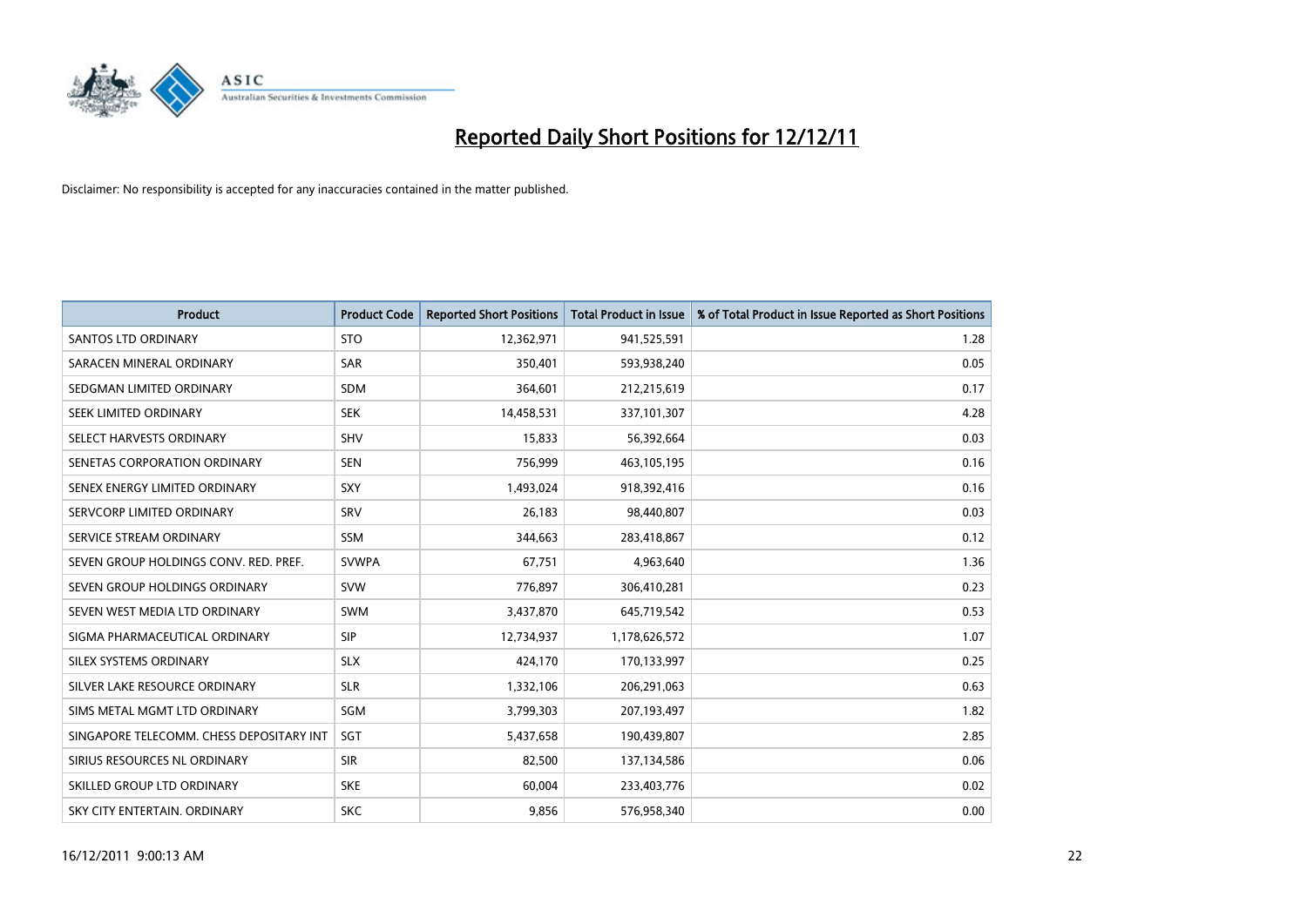# Reported Daily Short Positions for 12/12/11

Disclaimer: No responsibility is accepted for any inaccuracies contained in the matter published.

| Product | Product Code | Reported Short Positions | Total Product in Issue | % of Total Product in Issue Reported as Short Positions |
|---|---|---|---|---|
| SANTOS LTD ORDINARY | STO | 12,362,971 | 941,525,591 | 1.28 |
| SARACEN MINERAL ORDINARY | SAR | 350,401 | 593,938,240 | 0.05 |
| SEDGMAN LIMITED ORDINARY | SDM | 364,601 | 212,215,619 | 0.17 |
| SEEK LIMITED ORDINARY | SEK | 14,458,531 | 337,101,307 | 4.28 |
| SELECT HARVESTS ORDINARY | SHV | 15,833 | 56,392,664 | 0.03 |
| SENETAS CORPORATION ORDINARY | SEN | 756,999 | 463,105,195 | 0.16 |
| SENEX ENERGY LIMITED ORDINARY | SXY | 1,493,024 | 918,392,416 | 0.16 |
| SERVCORP LIMITED ORDINARY | SRV | 26,183 | 98,440,807 | 0.03 |
| SERVICE STREAM ORDINARY | SSM | 344,663 | 283,418,867 | 0.12 |
| SEVEN GROUP HOLDINGS CONV. RED. PREF. | SVWPA | 67,751 | 4,963,640 | 1.36 |
| SEVEN GROUP HOLDINGS ORDINARY | SVW | 776,897 | 306,410,281 | 0.23 |
| SEVEN WEST MEDIA LTD ORDINARY | SWM | 3,437,870 | 645,719,542 | 0.53 |
| SIGMA PHARMACEUTICAL ORDINARY | SIP | 12,734,937 | 1,178,626,572 | 1.07 |
| SILEX SYSTEMS ORDINARY | SLX | 424,170 | 170,133,997 | 0.25 |
| SILVER LAKE RESOURCE ORDINARY | SLR | 1,332,106 | 206,291,063 | 0.63 |
| SIMS METAL MGMT LTD ORDINARY | SGM | 3,799,303 | 207,193,497 | 1.82 |
| SINGAPORE TELECOMM. CHESS DEPOSITARY INT | SGT | 5,437,658 | 190,439,807 | 2.85 |
| SIRIUS RESOURCES NL ORDINARY | SIR | 82,500 | 137,134,586 | 0.06 |
| SKILLED GROUP LTD ORDINARY | SKE | 60,004 | 233,403,776 | 0.02 |
| SKY CITY ENTERTAIN. ORDINARY | SKC | 9,856 | 576,958,340 | 0.00 |

16/12/2011 9:00:13 AM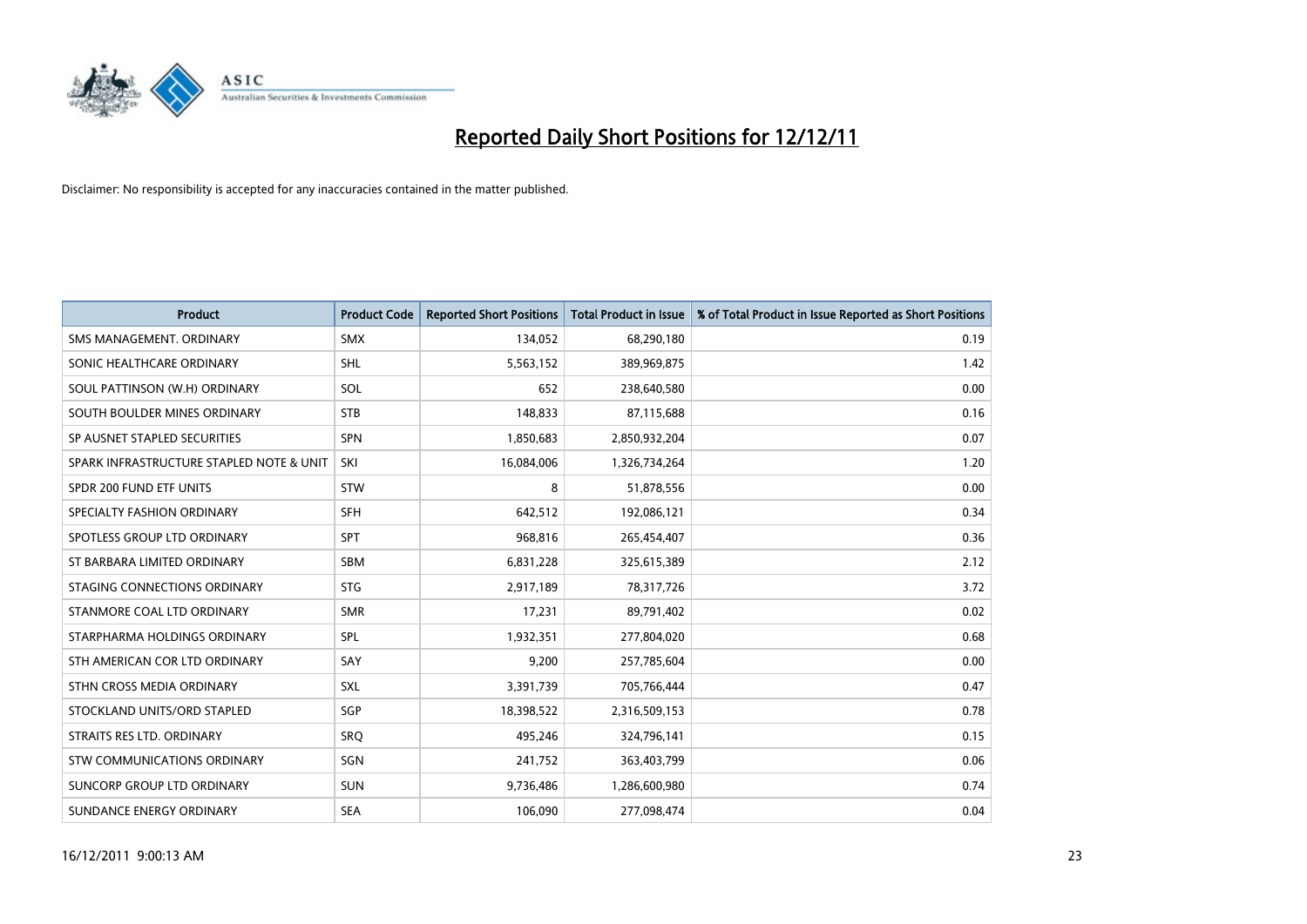# Reported Daily Short Positions for 12/12/11

Disclaimer: No responsibility is accepted for any inaccuracies contained in the matter published.

| Product | Product Code | Reported Short Positions | Total Product in Issue | % of Total Product in Issue Reported as Short Positions |
|---|---|---|---|---|
| SMS MANAGEMENT. ORDINARY | SMX | 134,052 | 68,290,180 | 0.19 |
| SONIC HEALTHCARE ORDINARY | SHL | 5,563,152 | 389,969,875 | 1.42 |
| SOUL PATTINSON (W.H) ORDINARY | SOL | 652 | 238,640,580 | 0.00 |
| SOUTH BOULDER MINES ORDINARY | STB | 148,833 | 87,115,688 | 0.16 |
| SP AUSNET STAPLED SECURITIES | SPN | 1,850,683 | 2,850,932,204 | 0.07 |
| SPARK INFRASTRUCTURE STAPLED NOTE & UNIT | SKI | 16,084,006 | 1,326,734,264 | 1.20 |
| SPDR 200 FUND ETF UNITS | STW | 8 | 51,878,556 | 0.00 |
| SPECIALTY FASHION ORDINARY | SFH | 642,512 | 192,086,121 | 0.34 |
| SPOTLESS GROUP LTD ORDINARY | SPT | 968,816 | 265,454,407 | 0.36 |
| ST BARBARA LIMITED ORDINARY | SBM | 6,831,228 | 325,615,389 | 2.12 |
| STAGING CONNECTIONS ORDINARY | STG | 2,917,189 | 78,317,726 | 3.72 |
| STANMORE COAL LTD ORDINARY | SMR | 17,231 | 89,791,402 | 0.02 |
| STARPHARMA HOLDINGS ORDINARY | SPL | 1,932,351 | 277,804,020 | 0.68 |
| STH AMERICAN COR LTD ORDINARY | SAY | 9,200 | 257,785,604 | 0.00 |
| STHN CROSS MEDIA ORDINARY | SXL | 3,391,739 | 705,766,444 | 0.47 |
| STOCKLAND UNITS/ORD STAPLED | SGP | 18,398,522 | 2,316,509,153 | 0.78 |
| STRAITS RES LTD. ORDINARY | SRQ | 495,246 | 324,796,141 | 0.15 |
| STW COMMUNICATIONS ORDINARY | SGN | 241,752 | 363,403,799 | 0.06 |
| SUNCORP GROUP LTD ORDINARY | SUN | 9,736,486 | 1,286,600,980 | 0.74 |
| SUNDANCE ENERGY ORDINARY | SEA | 106,090 | 277,098,474 | 0.04 |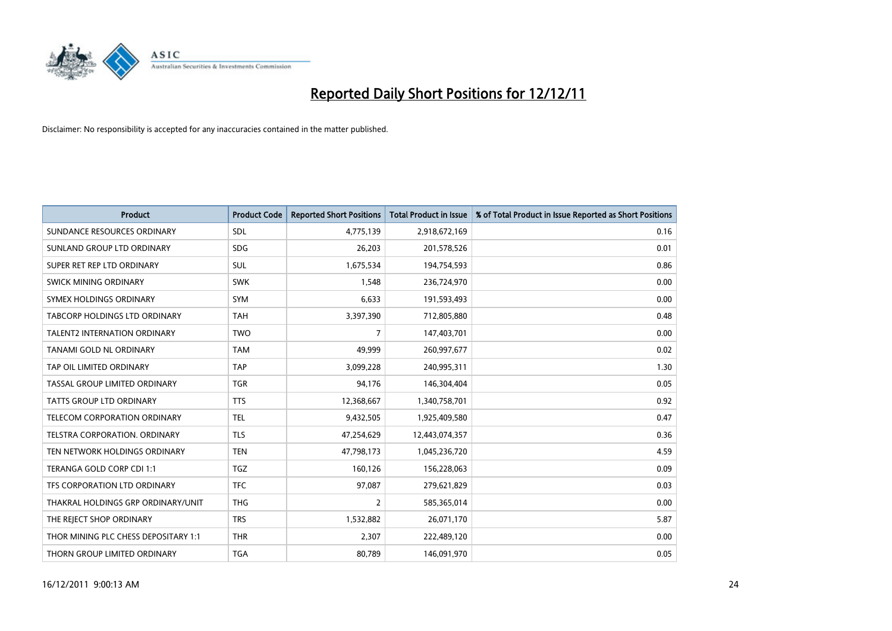# Reported Daily Short Positions for 12/12/11

Disclaimer: No responsibility is accepted for any inaccuracies contained in the matter published.

| Product | Product Code | Reported Short Positions | Total Product in Issue | % of Total Product in Issue Reported as Short Positions |
|---|---|---|---|---|
| SUNDANCE RESOURCES ORDINARY | SDL | 4,775,139 | 2,918,672,169 | 0.16 |
| SUNLAND GROUP LTD ORDINARY | SDG | 26,203 | 201,578,526 | 0.01 |
| SUPER RET REP LTD ORDINARY | SUL | 1,675,534 | 194,754,593 | 0.86 |
| SWICK MINING ORDINARY | SWK | 1,548 | 236,724,970 | 0.00 |
| SYMEX HOLDINGS ORDINARY | SYM | 6,633 | 191,593,493 | 0.00 |
| TABCORP HOLDINGS LTD ORDINARY | TAH | 3,397,390 | 712,805,880 | 0.48 |
| TALENT2 INTERNATION ORDINARY | TWO | 7 | 147,403,701 | 0.00 |
| TANAMI GOLD NL ORDINARY | TAM | 49,999 | 260,997,677 | 0.02 |
| TAP OIL LIMITED ORDINARY | TAP | 3,099,228 | 240,995,311 | 1.30 |
| TASSAL GROUP LIMITED ORDINARY | TGR | 94,176 | 146,304,404 | 0.05 |
| TATTS GROUP LTD ORDINARY | TTS | 12,368,667 | 1,340,758,701 | 0.92 |
| TELECOM CORPORATION ORDINARY | TEL | 9,432,505 | 1,925,409,580 | 0.47 |
| TELSTRA CORPORATION. ORDINARY | TLS | 47,254,629 | 12,443,074,357 | 0.36 |
| TEN NETWORK HOLDINGS ORDINARY | TEN | 47,798,173 | 1,045,236,720 | 4.59 |
| TERANGA GOLD CORP CDI 1:1 | TGZ | 160,126 | 156,228,063 | 0.09 |
| TFS CORPORATION LTD ORDINARY | TFC | 97,087 | 279,621,829 | 0.03 |
| THAKRAL HOLDINGS GRP ORDINARY/UNIT | THG | 2 | 585,365,014 | 0.00 |
| THE REJECT SHOP ORDINARY | TRS | 1,532,882 | 26,071,170 | 5.87 |
| THOR MINING PLC CHESS DEPOSITARY 1:1 | THR | 2,307 | 222,489,120 | 0.00 |
| THORN GROUP LIMITED ORDINARY | TGA | 80,789 | 146,091,970 | 0.05 |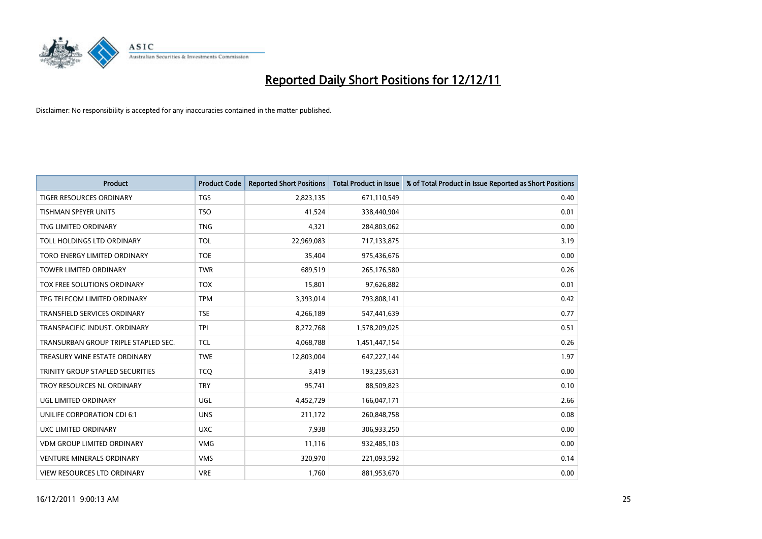# Reported Daily Short Positions for 12/12/11

Disclaimer: No responsibility is accepted for any inaccuracies contained in the matter published.

| Product | Product Code | Reported Short Positions | Total Product in Issue | % of Total Product in Issue Reported as Short Positions |
|---|---|---|---|---|
| TIGER RESOURCES ORDINARY | TGS | 2,823,135 | 671,110,549 | 0.40 |
| TISHMAN SPEYER UNITS | TSO | 41,524 | 338,440,904 | 0.01 |
| TNG LIMITED ORDINARY | TNG | 4,321 | 284,803,062 | 0.00 |
| TOLL HOLDINGS LTD ORDINARY | TOL | 22,969,083 | 717,133,875 | 3.19 |
| TORO ENERGY LIMITED ORDINARY | TOE | 35,404 | 975,436,676 | 0.00 |
| TOWER LIMITED ORDINARY | TWR | 689,519 | 265,176,580 | 0.26 |
| TOX FREE SOLUTIONS ORDINARY | TOX | 15,801 | 97,626,882 | 0.01 |
| TPG TELECOM LIMITED ORDINARY | TPM | 3,393,014 | 793,808,141 | 0.42 |
| TRANSFIELD SERVICES ORDINARY | TSE | 4,266,189 | 547,441,639 | 0.77 |
| TRANSPACIFIC INDUST. ORDINARY | TPI | 8,272,768 | 1,578,209,025 | 0.51 |
| TRANSURBAN GROUP TRIPLE STAPLED SEC. | TCL | 4,068,788 | 1,451,447,154 | 0.26 |
| TREASURY WINE ESTATE ORDINARY | TWE | 12,803,004 | 647,227,144 | 1.97 |
| TRINITY GROUP STAPLED SECURITIES | TCQ | 3,419 | 193,235,631 | 0.00 |
| TROY RESOURCES NL ORDINARY | TRY | 95,741 | 88,509,823 | 0.10 |
| UGL LIMITED ORDINARY | UGL | 4,452,729 | 166,047,171 | 2.66 |
| UNILIFE CORPORATION CDI 6:1 | UNS | 211,172 | 260,848,758 | 0.08 |
| UXC LIMITED ORDINARY | UXC | 7,938 | 306,933,250 | 0.00 |
| VDM GROUP LIMITED ORDINARY | VMG | 11,116 | 932,485,103 | 0.00 |
| VENTURE MINERALS ORDINARY | VMS | 320,970 | 221,093,592 | 0.14 |
| VIEW RESOURCES LTD ORDINARY | VRE | 1,760 | 881,953,670 | 0.00 |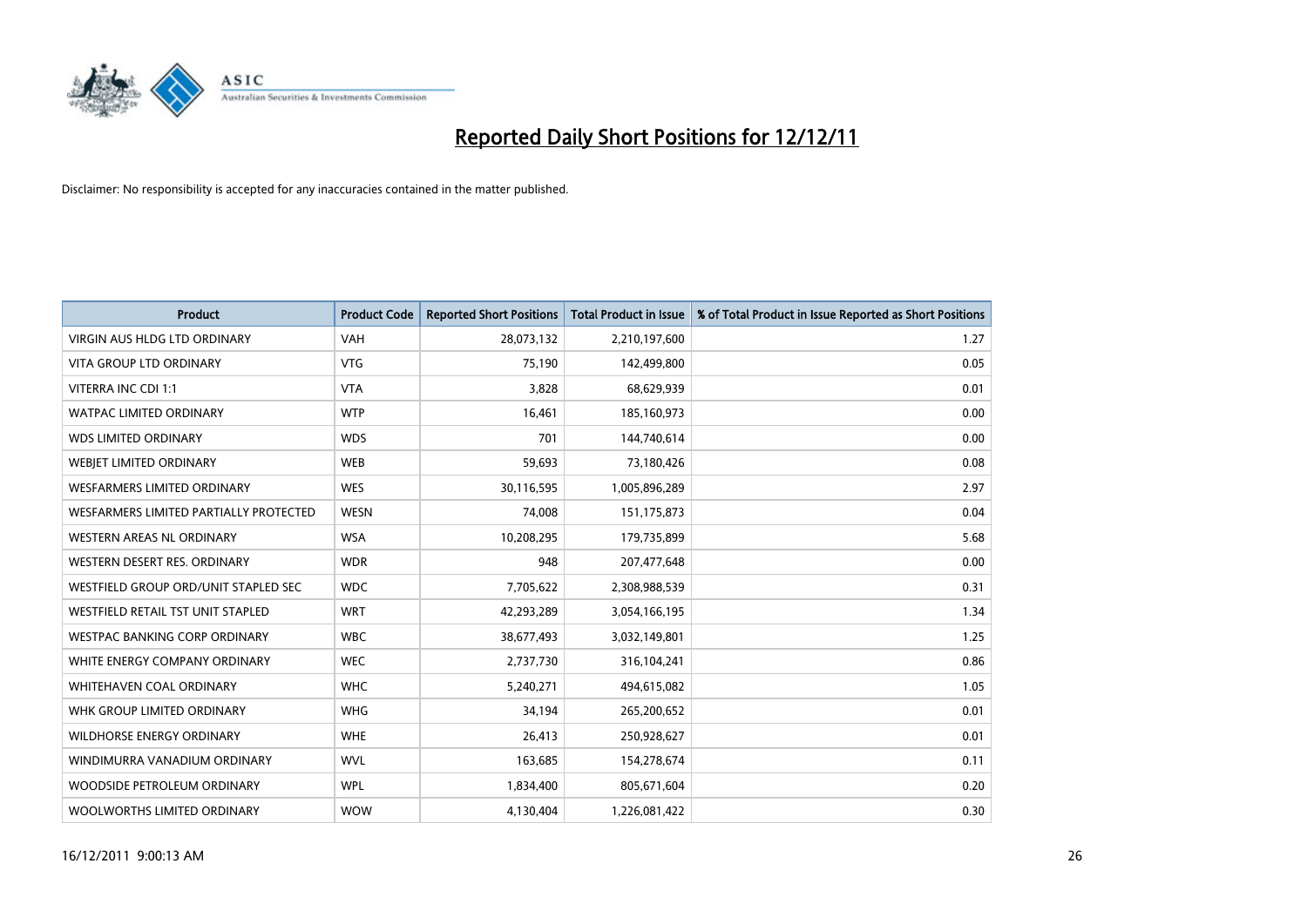# Reported Daily Short Positions for 12/12/11

Disclaimer: No responsibility is accepted for any inaccuracies contained in the matter published.

| Product | Product Code | Reported Short Positions | Total Product in Issue | % of Total Product in Issue Reported as Short Positions |
|---|---|---|---|---|
| VIRGIN AUS HLDG LTD ORDINARY | VAH | 28,073,132 | 2,210,197,600 | 1.27 |
| VITA GROUP LTD ORDINARY | VTG | 75,190 | 142,499,800 | 0.05 |
| VITERRA INC CDI 1:1 | VTA | 3,828 | 68,629,939 | 0.01 |
| WATPAC LIMITED ORDINARY | WTP | 16,461 | 185,160,973 | 0.00 |
| WDS LIMITED ORDINARY | WDS | 701 | 144,740,614 | 0.00 |
| WEBJET LIMITED ORDINARY | WEB | 59,693 | 73,180,426 | 0.08 |
| WESFARMERS LIMITED ORDINARY | WES | 30,116,595 | 1,005,896,289 | 2.97 |
| WESFARMERS LIMITED PARTIALLY PROTECTED | WESN | 74,008 | 151,175,873 | 0.04 |
| WESTERN AREAS NL ORDINARY | WSA | 10,208,295 | 179,735,899 | 5.68 |
| WESTERN DESERT RES. ORDINARY | WDR | 948 | 207,477,648 | 0.00 |
| WESTFIELD GROUP ORD/UNIT STAPLED SEC | WDC | 7,705,622 | 2,308,988,539 | 0.31 |
| WESTFIELD RETAIL TST UNIT STAPLED | WRT | 42,293,289 | 3,054,166,195 | 1.34 |
| WESTPAC BANKING CORP ORDINARY | WBC | 38,677,493 | 3,032,149,801 | 1.25 |
| WHITE ENERGY COMPANY ORDINARY | WEC | 2,737,730 | 316,104,241 | 0.86 |
| WHITEHAVEN COAL ORDINARY | WHC | 5,240,271 | 494,615,082 | 1.05 |
| WHK GROUP LIMITED ORDINARY | WHG | 34,194 | 265,200,652 | 0.01 |
| WILDHORSE ENERGY ORDINARY | WHE | 26,413 | 250,928,627 | 0.01 |
| WINDIMURRA VANADIUM ORDINARY | WVL | 163,685 | 154,278,674 | 0.11 |
| WOODSIDE PETROLEUM ORDINARY | WPL | 1,834,400 | 805,671,604 | 0.20 |
| WOOLWORTHS LIMITED ORDINARY | WOW | 4,130,404 | 1,226,081,422 | 0.30 |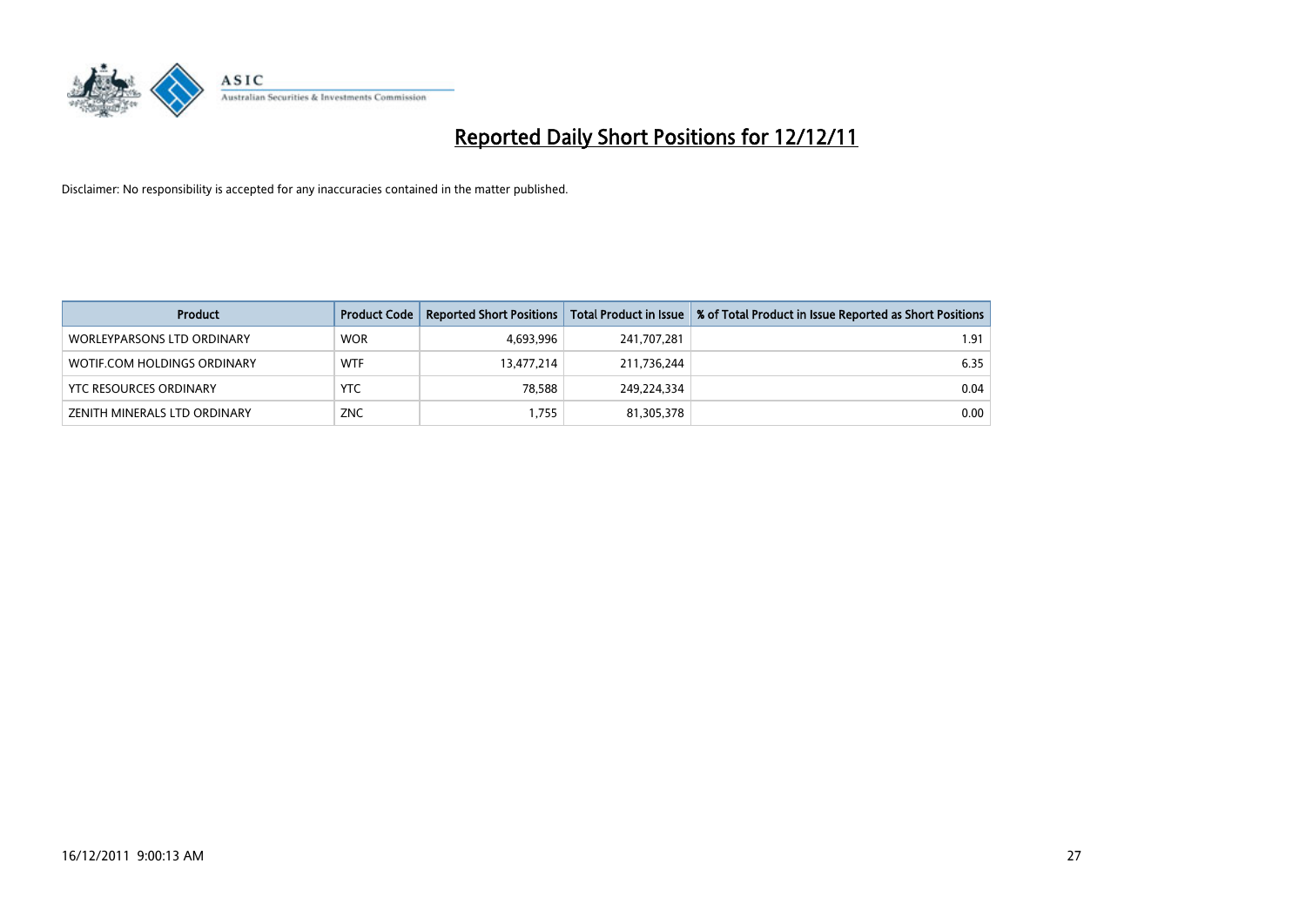# Reported Daily Short Positions for 12/12/11

Disclaimer: No responsibility is accepted for any inaccuracies contained in the matter published.

| Product | Product Code | Reported Short Positions | Total Product in Issue | % of Total Product in Issue Reported as Short Positions |
|---|---|---|---|---|
| WORLEYPARSONS LTD ORDINARY | WOR | 4,693,996 | 241,707,281 | 1.91 |
| WOTIF.COM HOLDINGS ORDINARY | WTF | 13,477,214 | 211,736,244 | 6.35 |
| YTC RESOURCES ORDINARY | YTC | 78,588 | 249,224,334 | 0.04 |
| ZENITH MINERALS LTD ORDINARY | ZNC | 1,755 | 81,305,378 | 0.00 |